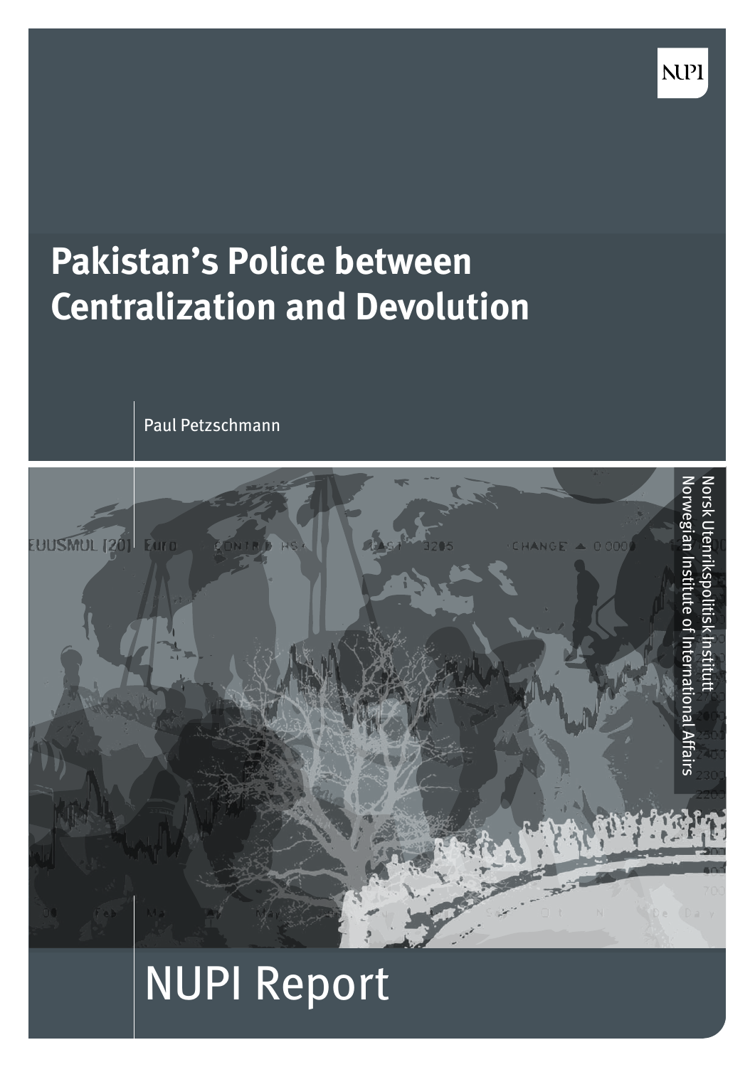NUPI

# Pakistan's Police between Centralization and Devolution

Paul Petzschmann

Norsk Utenrikspolitisk Institutt
Norwegian Institute of International Affairs

NUPI Report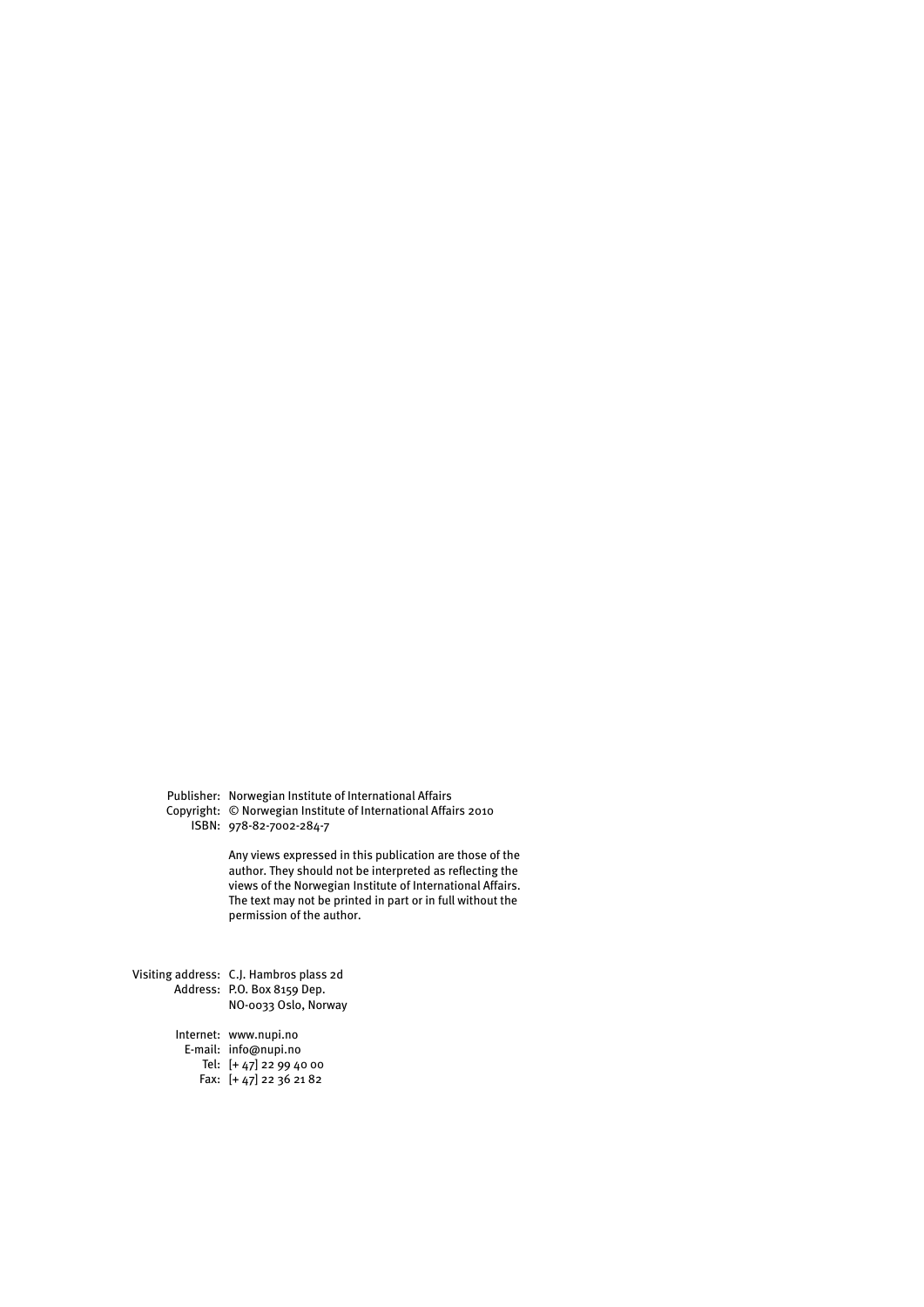Publisher: Norwegian Institute of International Affairs
Copyright: © Norwegian Institute of International Affairs 2010
ISBN: 978-82-7002-284-7

Any views expressed in this publication are those of the author. They should not be interpreted as reflecting the views of the Norwegian Institute of International Affairs. The text may not be printed in part or in full without the permission of the author.

Visiting address: C.J. Hambros plass 2d
Address: P.O. Box 8159 Dep.
NO-0033 Oslo, Norway

Internet: www.nupi.no
E-mail: info@nupi.no
Tel: [+ 47] 22 99 40 00
Fax: [+ 47] 22 36 21 82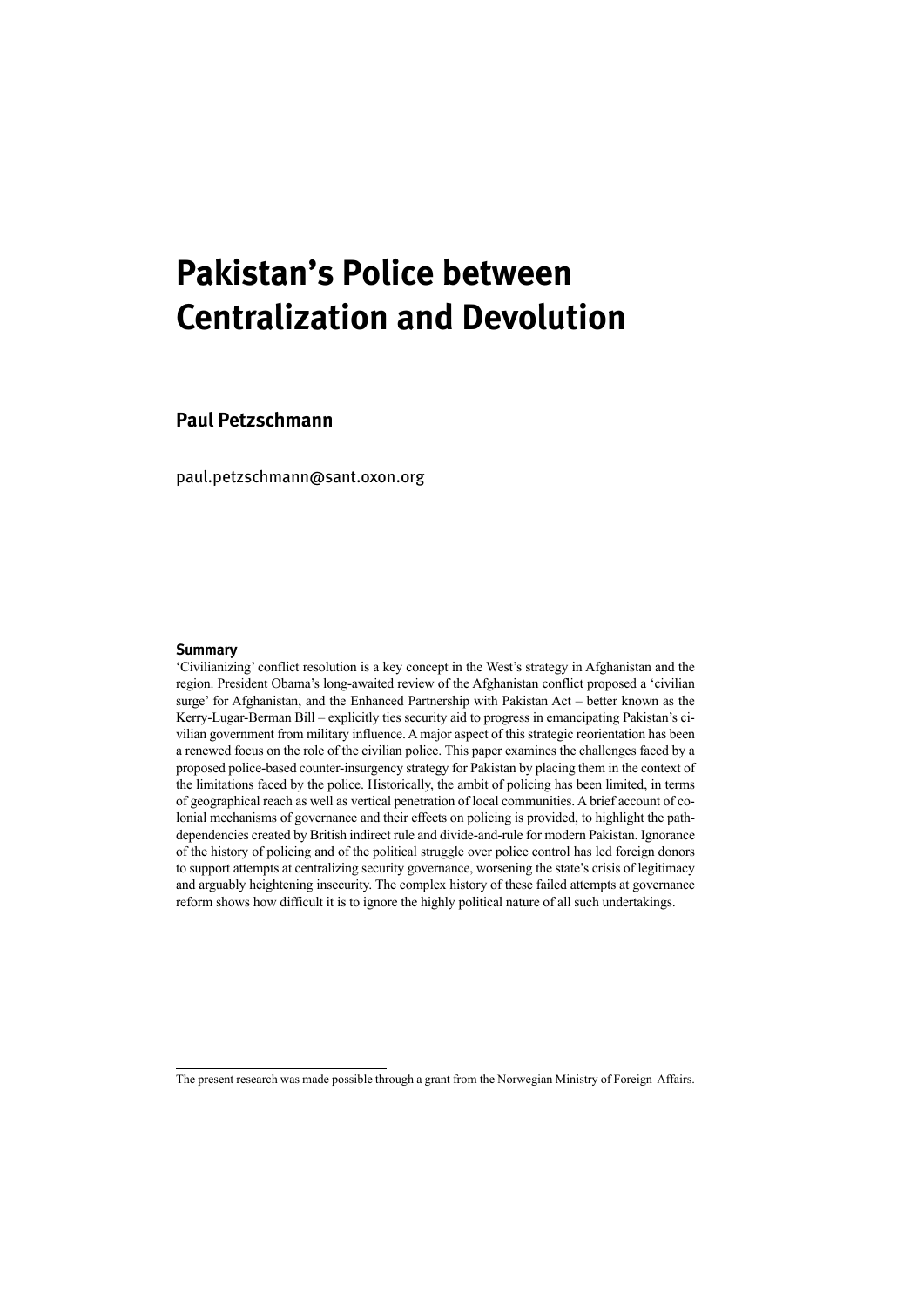# Pakistan's Police between Centralization and Devolution

## Paul Petzschmann

paul.petzschmann@sant.oxon.org

### Summary

'Civilianizing' conflict resolution is a key concept in the West's strategy in Afghanistan and the region. President Obama's long-awaited review of the Afghanistan conflict proposed a 'civilian surge' for Afghanistan, and the Enhanced Partnership with Pakistan Act – better known as the Kerry-Lugar-Berman Bill – explicitly ties security aid to progress in emancipating Pakistan's civilian government from military influence. A major aspect of this strategic reorientation has been a renewed focus on the role of the civilian police. This paper examines the challenges faced by a proposed police-based counter-insurgency strategy for Pakistan by placing them in the context of the limitations faced by the police. Historically, the ambit of policing has been limited, in terms of geographical reach as well as vertical penetration of local communities. A brief account of colonial mechanisms of governance and their effects on policing is provided, to highlight the path-dependencies created by British indirect rule and divide-and-rule for modern Pakistan. Ignorance of the history of policing and of the political struggle over police control has led foreign donors to support attempts at centralizing security governance, worsening the state's crisis of legitimacy and arguably heightening insecurity. The complex history of these failed attempts at governance reform shows how difficult it is to ignore the highly political nature of all such undertakings.

---

The present research was made possible through a grant from the Norwegian Ministry of Foreign Affairs.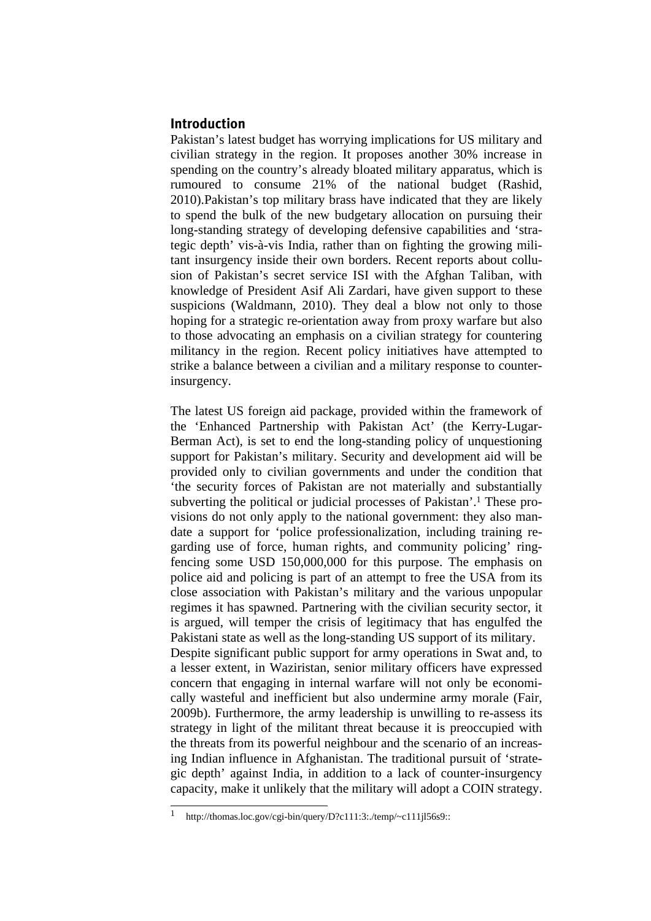## Introduction

Pakistan's latest budget has worrying implications for US military and civilian strategy in the region. It proposes another 30% increase in spending on the country's already bloated military apparatus, which is rumoured to consume 21% of the national budget (Rashid, 2010).Pakistan's top military brass have indicated that they are likely to spend the bulk of the new budgetary allocation on pursuing their long-standing strategy of developing defensive capabilities and 'strategic depth' vis-à-vis India, rather than on fighting the growing militant insurgency inside their own borders. Recent reports about collusion of Pakistan's secret service ISI with the Afghan Taliban, with knowledge of President Asif Ali Zardari, have given support to these suspicions (Waldmann, 2010). They deal a blow not only to those hoping for a strategic re-orientation away from proxy warfare but also to those advocating an emphasis on a civilian strategy for countering militancy in the region. Recent policy initiatives have attempted to strike a balance between a civilian and a military response to counter-insurgency.

The latest US foreign aid package, provided within the framework of the 'Enhanced Partnership with Pakistan Act' (the Kerry-Lugar-Berman Act), is set to end the long-standing policy of unquestioning support for Pakistan's military. Security and development aid will be provided only to civilian governments and under the condition that 'the security forces of Pakistan are not materially and substantially subverting the political or judicial processes of Pakistan'.[1] These provisions do not only apply to the national government: they also mandate a support for 'police professionalization, including training regarding use of force, human rights, and community policing' ring-fencing some USD 150,000,000 for this purpose. The emphasis on police aid and policing is part of an attempt to free the USA from its close association with Pakistan's military and the various unpopular regimes it has spawned. Partnering with the civilian security sector, it is argued, will temper the crisis of legitimacy that has engulfed the Pakistani state as well as the long-standing US support of its military.

Despite significant public support for army operations in Swat and, to a lesser extent, in Waziristan, senior military officers have expressed concern that engaging in internal warfare will not only be economically wasteful and inefficient but also undermine army morale (Fair, 2009b). Furthermore, the army leadership is unwilling to re-assess its strategy in light of the militant threat because it is preoccupied with the threats from its powerful neighbour and the scenario of an increasing Indian influence in Afghanistan. The traditional pursuit of 'strategic depth' against India, in addition to a lack of counter-insurgency capacity, make it unlikely that the military will adopt a COIN strategy.

[1] http://thomas.loc.gov/cgi-bin/query/D?c111:3:./temp/~c111jl56s9::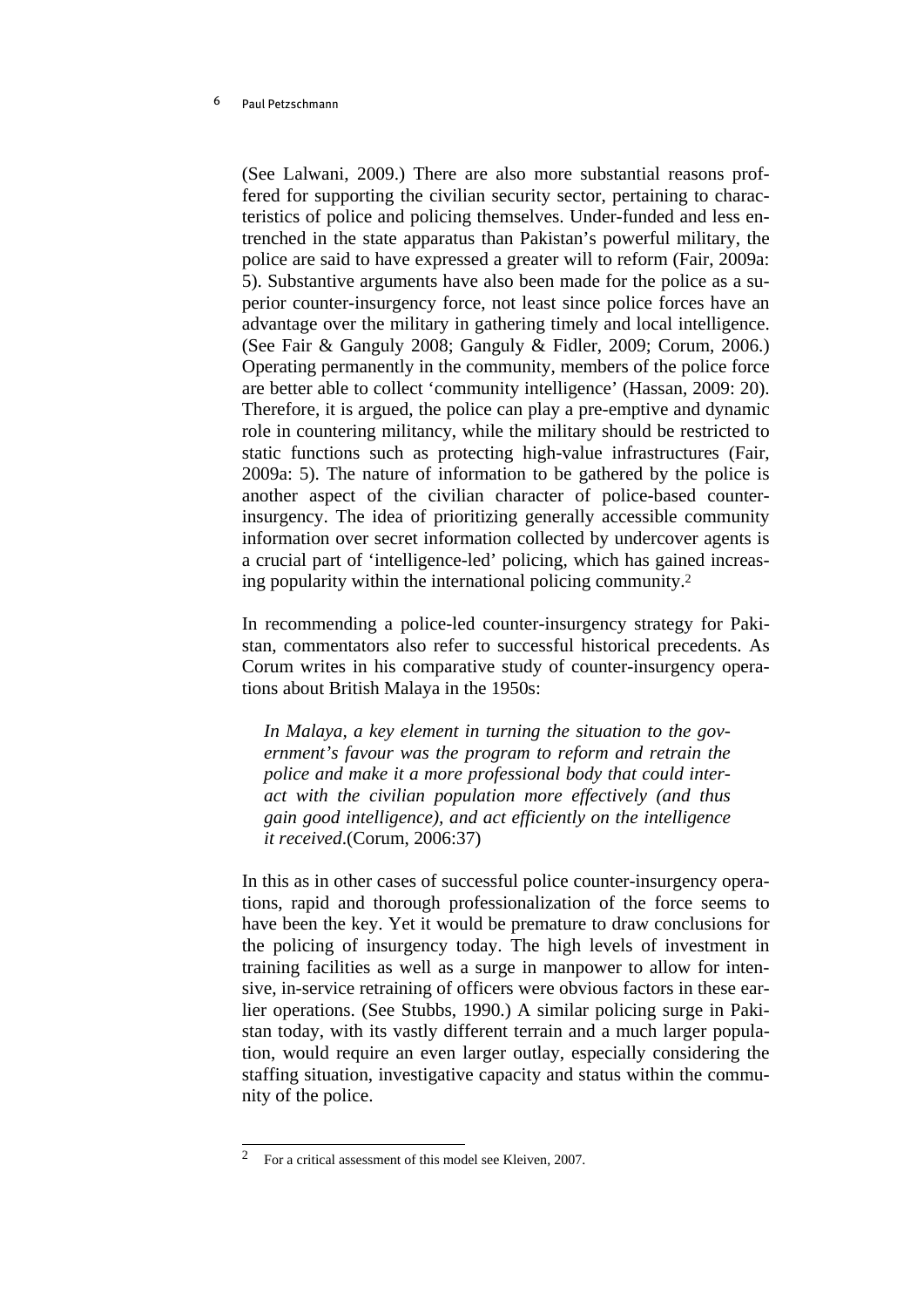(See Lalwani, 2009.) There are also more substantial reasons proffered for supporting the civilian security sector, pertaining to characteristics of police and policing themselves. Under-funded and less entrenched in the state apparatus than Pakistan's powerful military, the police are said to have expressed a greater will to reform (Fair, 2009a: 5). Substantive arguments have also been made for the police as a superior counter-insurgency force, not least since police forces have an advantage over the military in gathering timely and local intelligence. (See Fair & Ganguly 2008; Ganguly & Fidler, 2009; Corum, 2006.) Operating permanently in the community, members of the police force are better able to collect 'community intelligence' (Hassan, 2009: 20). Therefore, it is argued, the police can play a pre-emptive and dynamic role in countering militancy, while the military should be restricted to static functions such as protecting high-value infrastructures (Fair, 2009a: 5). The nature of information to be gathered by the police is another aspect of the civilian character of police-based counter-insurgency. The idea of prioritizing generally accessible community information over secret information collected by undercover agents is a crucial part of 'intelligence-led' policing, which has gained increasing popularity within the international policing community.[2]

In recommending a police-led counter-insurgency strategy for Pakistan, commentators also refer to successful historical precedents. As Corum writes in his comparative study of counter-insurgency operations about British Malaya in the 1950s:

> *In Malaya, a key element in turning the situation to the government's favour was the program to reform and retrain the police and make it a more professional body that could interact with the civilian population more effectively (and thus gain good intelligence), and act efficiently on the intelligence it received*.(Corum, 2006:37)

In this as in other cases of successful police counter-insurgency operations, rapid and thorough professionalization of the force seems to have been the key. Yet it would be premature to draw conclusions for the policing of insurgency today. The high levels of investment in training facilities as well as a surge in manpower to allow for intensive, in-service retraining of officers were obvious factors in these earlier operations. (See Stubbs, 1990.) A similar policing surge in Pakistan today, with its vastly different terrain and a much larger population, would require an even larger outlay, especially considering the staffing situation, investigative capacity and status within the community of the police.

---

[2] For a critical assessment of this model see Kleiven, 2007.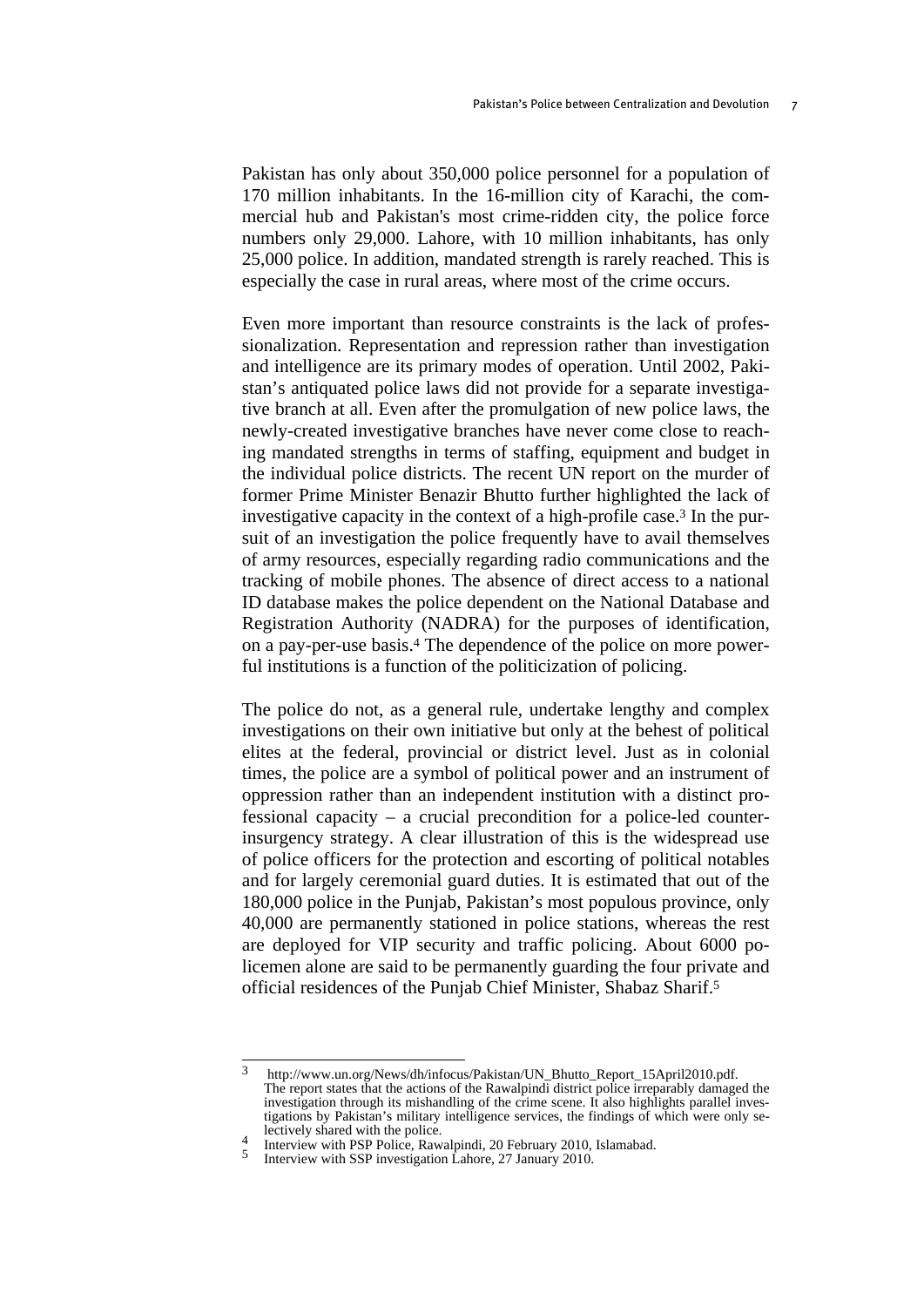Pakistan has only about 350,000 police personnel for a population of 170 million inhabitants. In the 16-million city of Karachi, the commercial hub and Pakistan's most crime-ridden city, the police force numbers only 29,000. Lahore, with 10 million inhabitants, has only 25,000 police. In addition, mandated strength is rarely reached. This is especially the case in rural areas, where most of the crime occurs.

Even more important than resource constraints is the lack of professionalization. Representation and repression rather than investigation and intelligence are its primary modes of operation. Until 2002, Pakistan's antiquated police laws did not provide for a separate investigative branch at all. Even after the promulgation of new police laws, the newly-created investigative branches have never come close to reaching mandated strengths in terms of staffing, equipment and budget in the individual police districts. The recent UN report on the murder of former Prime Minister Benazir Bhutto further highlighted the lack of investigative capacity in the context of a high-profile case.[3] In the pursuit of an investigation the police frequently have to avail themselves of army resources, especially regarding radio communications and the tracking of mobile phones. The absence of direct access to a national ID database makes the police dependent on the National Database and Registration Authority (NADRA) for the purposes of identification, on a pay-per-use basis.[4] The dependence of the police on more powerful institutions is a function of the politicization of policing.

The police do not, as a general rule, undertake lengthy and complex investigations on their own initiative but only at the behest of political elites at the federal, provincial or district level. Just as in colonial times, the police are a symbol of political power and an instrument of oppression rather than an independent institution with a distinct professional capacity – a crucial precondition for a police-led counterinsurgency strategy. A clear illustration of this is the widespread use of police officers for the protection and escorting of political notables and for largely ceremonial guard duties. It is estimated that out of the 180,000 police in the Punjab, Pakistan's most populous province, only 40,000 are permanently stationed in police stations, whereas the rest are deployed for VIP security and traffic policing. About 6000 policemen alone are said to be permanently guarding the four private and official residences of the Punjab Chief Minister, Shabaz Sharif.[5]

---

[3] http://www.un.org/News/dh/infocus/Pakistan/UN_Bhutto_Report_15April2010.pdf. The report states that the actions of the Rawalpindi district police irreparably damaged the investigation through its mishandling of the crime scene. It also highlights parallel investigations by Pakistan's military intelligence services, the findings of which were only selectively shared with the police.

[4] Interview with PSP Police, Rawalpindi, 20 February 2010, Islamabad.

[5] Interview with SSP investigation Lahore, 27 January 2010.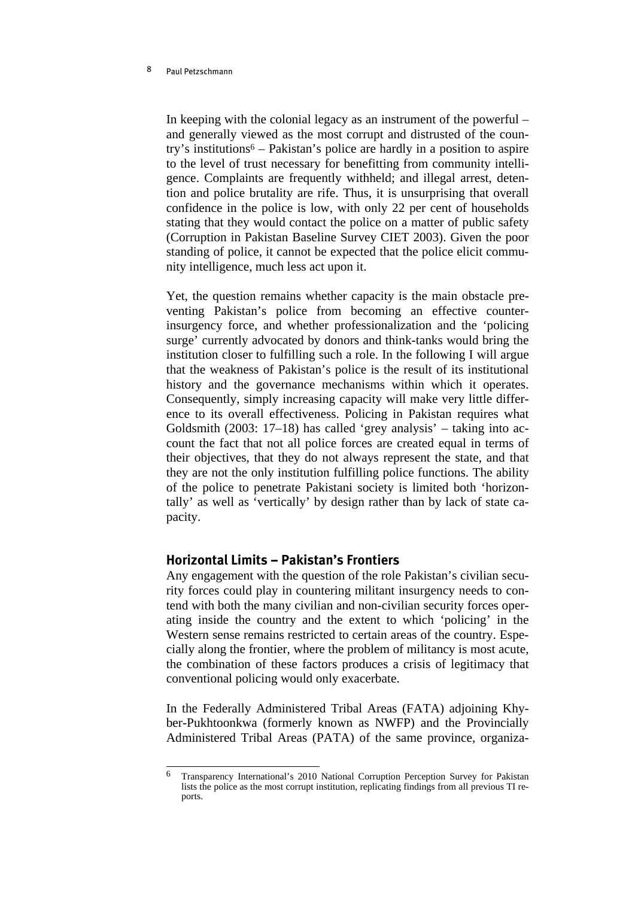In keeping with the colonial legacy as an instrument of the powerful – and generally viewed as the most corrupt and distrusted of the country's institutions[6] – Pakistan's police are hardly in a position to aspire to the level of trust necessary for benefitting from community intelligence. Complaints are frequently withheld; and illegal arrest, detention and police brutality are rife. Thus, it is unsurprising that overall confidence in the police is low, with only 22 per cent of households stating that they would contact the police on a matter of public safety (Corruption in Pakistan Baseline Survey CIET 2003). Given the poor standing of police, it cannot be expected that the police elicit community intelligence, much less act upon it.

Yet, the question remains whether capacity is the main obstacle preventing Pakistan's police from becoming an effective counter-insurgency force, and whether professionalization and the 'policing surge' currently advocated by donors and think-tanks would bring the institution closer to fulfilling such a role. In the following I will argue that the weakness of Pakistan's police is the result of its institutional history and the governance mechanisms within which it operates. Consequently, simply increasing capacity will make very little difference to its overall effectiveness. Policing in Pakistan requires what Goldsmith (2003: 17–18) has called 'grey analysis' – taking into account the fact that not all police forces are created equal in terms of their objectives, that they do not always represent the state, and that they are not the only institution fulfilling police functions. The ability of the police to penetrate Pakistani society is limited both 'horizontally' as well as 'vertically' by design rather than by lack of state capacity.

## Horizontal Limits – Pakistan's Frontiers

Any engagement with the question of the role Pakistan's civilian security forces could play in countering militant insurgency needs to contend with both the many civilian and non-civilian security forces operating inside the country and the extent to which 'policing' in the Western sense remains restricted to certain areas of the country. Especially along the frontier, where the problem of militancy is most acute, the combination of these factors produces a crisis of legitimacy that conventional policing would only exacerbate.

In the Federally Administered Tribal Areas (FATA) adjoining Khyber-Pukhtoonkwa (formerly known as NWFP) and the Provincially Administered Tribal Areas (PATA) of the same province, organiza-

---

[6] Transparency International's 2010 National Corruption Perception Survey for Pakistan lists the police as the most corrupt institution, replicating findings from all previous TI reports.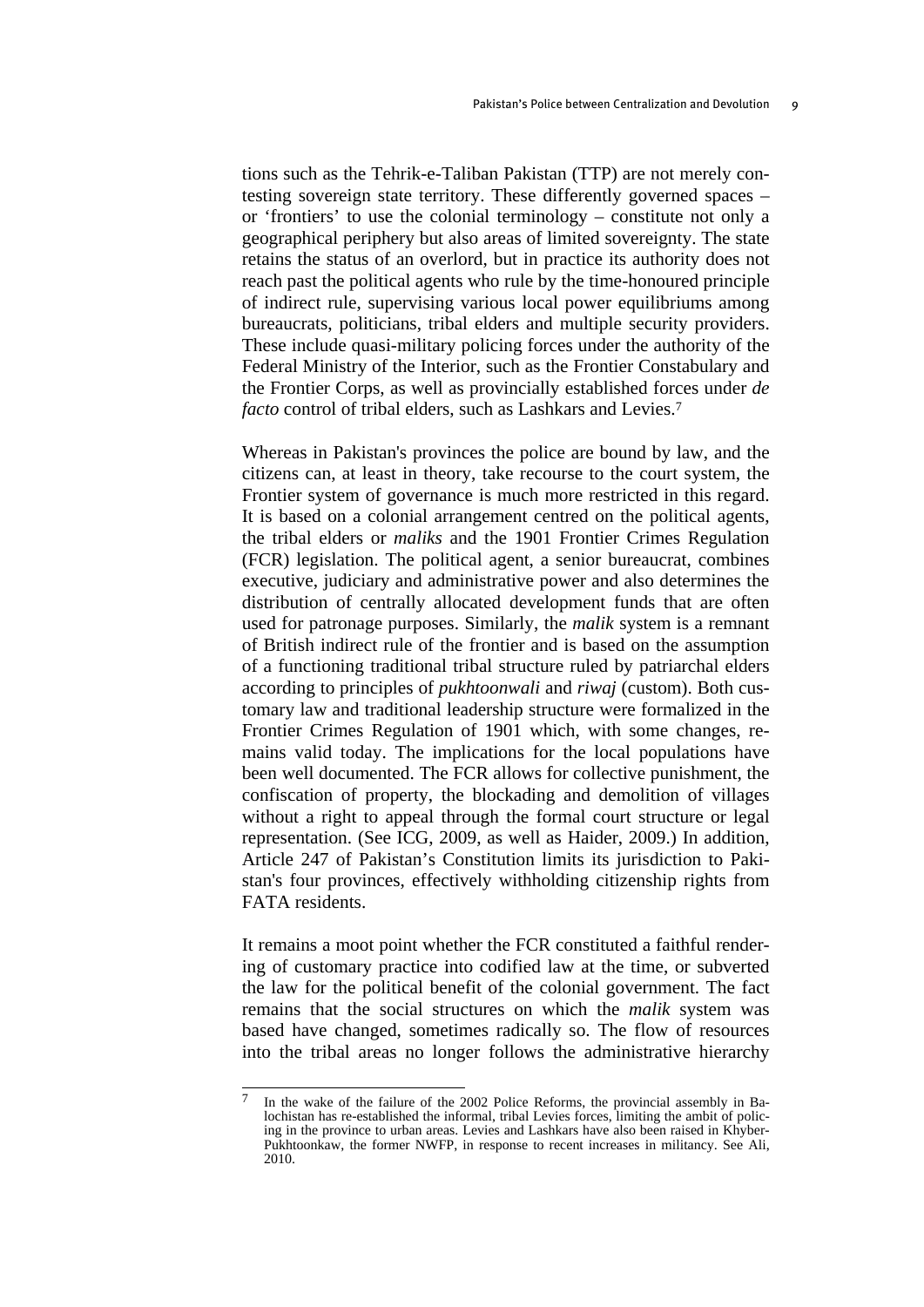tions such as the Tehrik-e-Taliban Pakistan (TTP) are not merely contesting sovereign state territory. These differently governed spaces – or 'frontiers' to use the colonial terminology – constitute not only a geographical periphery but also areas of limited sovereignty. The state retains the status of an overlord, but in practice its authority does not reach past the political agents who rule by the time-honoured principle of indirect rule, supervising various local power equilibriums among bureaucrats, politicians, tribal elders and multiple security providers. These include quasi-military policing forces under the authority of the Federal Ministry of the Interior, such as the Frontier Constabulary and the Frontier Corps, as well as provincially established forces under *de facto* control of tribal elders, such as Lashkars and Levies.[7]

Whereas in Pakistan's provinces the police are bound by law, and the citizens can, at least in theory, take recourse to the court system, the Frontier system of governance is much more restricted in this regard. It is based on a colonial arrangement centred on the political agents, the tribal elders or *maliks* and the 1901 Frontier Crimes Regulation (FCR) legislation. The political agent, a senior bureaucrat, combines executive, judiciary and administrative power and also determines the distribution of centrally allocated development funds that are often used for patronage purposes. Similarly, the *malik* system is a remnant of British indirect rule of the frontier and is based on the assumption of a functioning traditional tribal structure ruled by patriarchal elders according to principles of *pukhtoonwali* and *riwaj* (custom). Both customary law and traditional leadership structure were formalized in the Frontier Crimes Regulation of 1901 which, with some changes, remains valid today. The implications for the local populations have been well documented. The FCR allows for collective punishment, the confiscation of property, the blockading and demolition of villages without a right to appeal through the formal court structure or legal representation. (See ICG, 2009, as well as Haider, 2009.) In addition, Article 247 of Pakistan's Constitution limits its jurisdiction to Pakistan's four provinces, effectively withholding citizenship rights from FATA residents.

It remains a moot point whether the FCR constituted a faithful rendering of customary practice into codified law at the time, or subverted the law for the political benefit of the colonial government. The fact remains that the social structures on which the *malik* system was based have changed, sometimes radically so. The flow of resources into the tribal areas no longer follows the administrative hierarchy

[7] In the wake of the failure of the 2002 Police Reforms, the provincial assembly in Balochistan has re-established the informal, tribal Levies forces, limiting the ambit of policing in the province to urban areas. Levies and Lashkars have also been raised in Khyber-Pukhtoonkaw, the former NWFP, in response to recent increases in militancy. See Ali, 2010.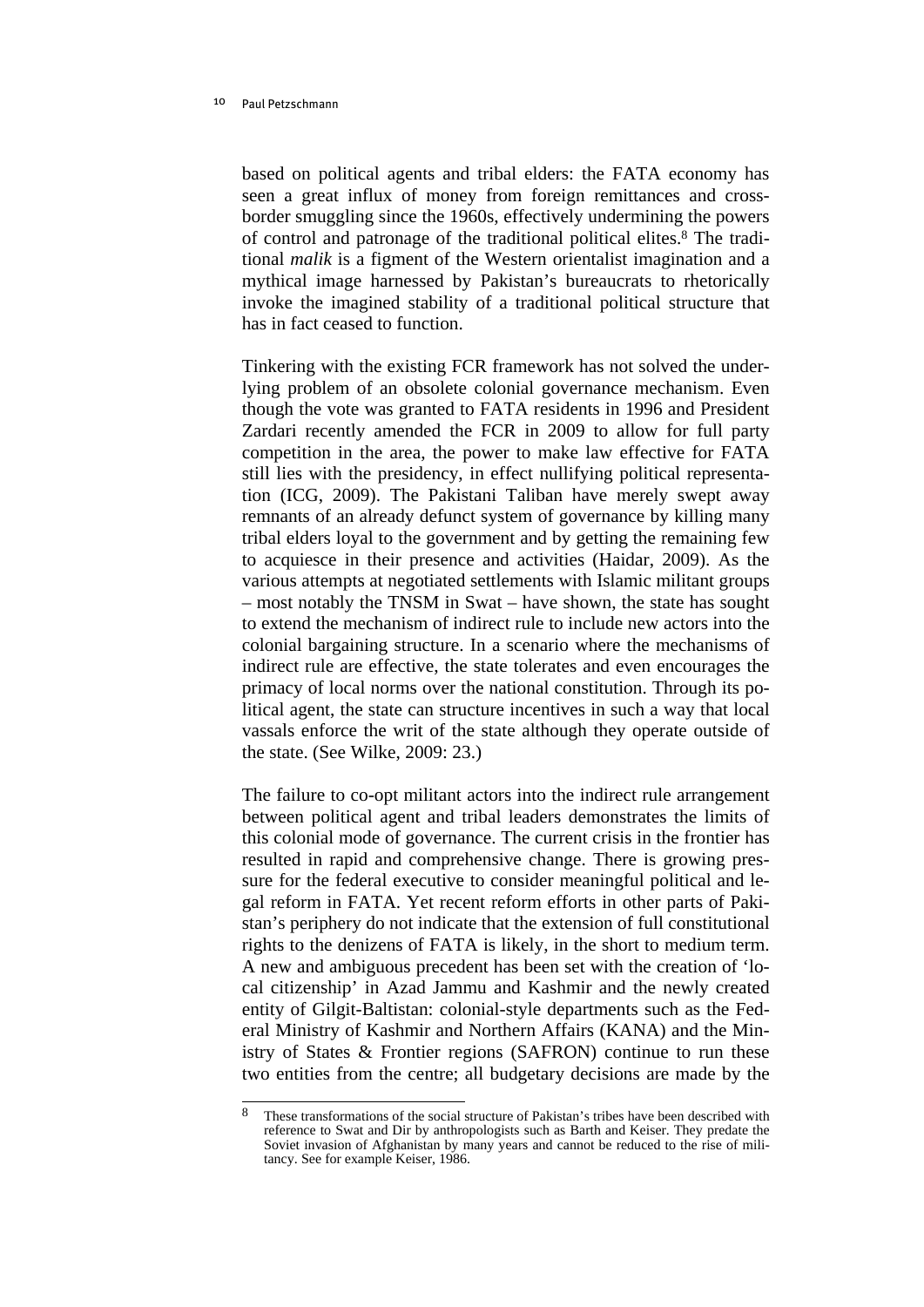based on political agents and tribal elders: the FATA economy has seen a great influx of money from foreign remittances and cross-border smuggling since the 1960s, effectively undermining the powers of control and patronage of the traditional political elites.[8] The traditional *malik* is a figment of the Western orientalist imagination and a mythical image harnessed by Pakistan's bureaucrats to rhetorically invoke the imagined stability of a traditional political structure that has in fact ceased to function.

Tinkering with the existing FCR framework has not solved the underlying problem of an obsolete colonial governance mechanism. Even though the vote was granted to FATA residents in 1996 and President Zardari recently amended the FCR in 2009 to allow for full party competition in the area, the power to make law effective for FATA still lies with the presidency, in effect nullifying political representation (ICG, 2009). The Pakistani Taliban have merely swept away remnants of an already defunct system of governance by killing many tribal elders loyal to the government and by getting the remaining few to acquiesce in their presence and activities (Haidar, 2009). As the various attempts at negotiated settlements with Islamic militant groups – most notably the TNSM in Swat – have shown, the state has sought to extend the mechanism of indirect rule to include new actors into the colonial bargaining structure. In a scenario where the mechanisms of indirect rule are effective, the state tolerates and even encourages the primacy of local norms over the national constitution. Through its political agent, the state can structure incentives in such a way that local vassals enforce the writ of the state although they operate outside of the state. (See Wilke, 2009: 23.)

The failure to co-opt militant actors into the indirect rule arrangement between political agent and tribal leaders demonstrates the limits of this colonial mode of governance. The current crisis in the frontier has resulted in rapid and comprehensive change. There is growing pressure for the federal executive to consider meaningful political and legal reform in FATA. Yet recent reform efforts in other parts of Pakistan's periphery do not indicate that the extension of full constitutional rights to the denizens of FATA is likely, in the short to medium term. A new and ambiguous precedent has been set with the creation of 'local citizenship' in Azad Jammu and Kashmir and the newly created entity of Gilgit-Baltistan: colonial-style departments such as the Federal Ministry of Kashmir and Northern Affairs (KANA) and the Ministry of States & Frontier regions (SAFRON) continue to run these two entities from the centre; all budgetary decisions are made by the

[8] These transformations of the social structure of Pakistan's tribes have been described with reference to Swat and Dir by anthropologists such as Barth and Keiser. They predate the Soviet invasion of Afghanistan by many years and cannot be reduced to the rise of militancy. See for example Keiser, 1986.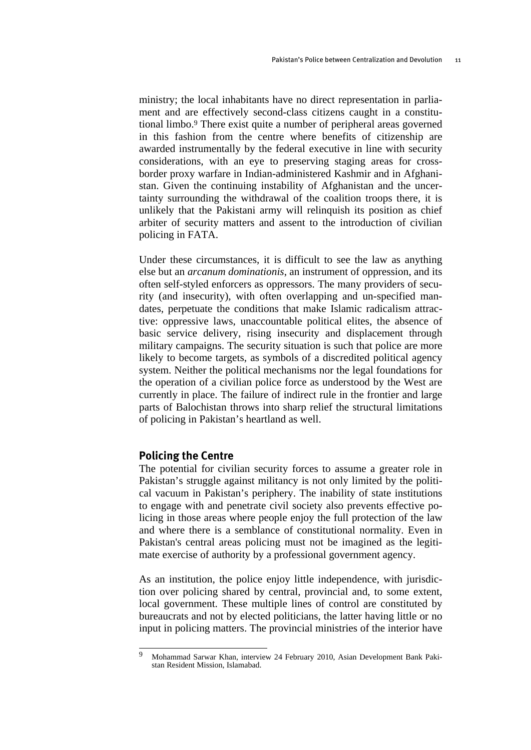ministry; the local inhabitants have no direct representation in parliament and are effectively second-class citizens caught in a constitutional limbo.[9] There exist quite a number of peripheral areas governed in this fashion from the centre where benefits of citizenship are awarded instrumentally by the federal executive in line with security considerations, with an eye to preserving staging areas for cross-border proxy warfare in Indian-administered Kashmir and in Afghanistan. Given the continuing instability of Afghanistan and the uncertainty surrounding the withdrawal of the coalition troops there, it is unlikely that the Pakistani army will relinquish its position as chief arbiter of security matters and assent to the introduction of civilian policing in FATA.

Under these circumstances, it is difficult to see the law as anything else but an *arcanum dominationis*, an instrument of oppression, and its often self-styled enforcers as oppressors. The many providers of security (and insecurity), with often overlapping and un-specified mandates, perpetuate the conditions that make Islamic radicalism attractive: oppressive laws, unaccountable political elites, the absence of basic service delivery, rising insecurity and displacement through military campaigns. The security situation is such that police are more likely to become targets, as symbols of a discredited political agency system. Neither the political mechanisms nor the legal foundations for the operation of a civilian police force as understood by the West are currently in place. The failure of indirect rule in the frontier and large parts of Balochistan throws into sharp relief the structural limitations of policing in Pakistan's heartland as well.

## Policing the Centre

The potential for civilian security forces to assume a greater role in Pakistan's struggle against militancy is not only limited by the political vacuum in Pakistan's periphery. The inability of state institutions to engage with and penetrate civil society also prevents effective policing in those areas where people enjoy the full protection of the law and where there is a semblance of constitutional normality. Even in Pakistan's central areas policing must not be imagined as the legitimate exercise of authority by a professional government agency.

As an institution, the police enjoy little independence, with jurisdiction over policing shared by central, provincial and, to some extent, local government. These multiple lines of control are constituted by bureaucrats and not by elected politicians, the latter having little or no input in policing matters. The provincial ministries of the interior have

---

[9] Mohammad Sarwar Khan, interview 24 February 2010, Asian Development Bank Pakistan Resident Mission, Islamabad.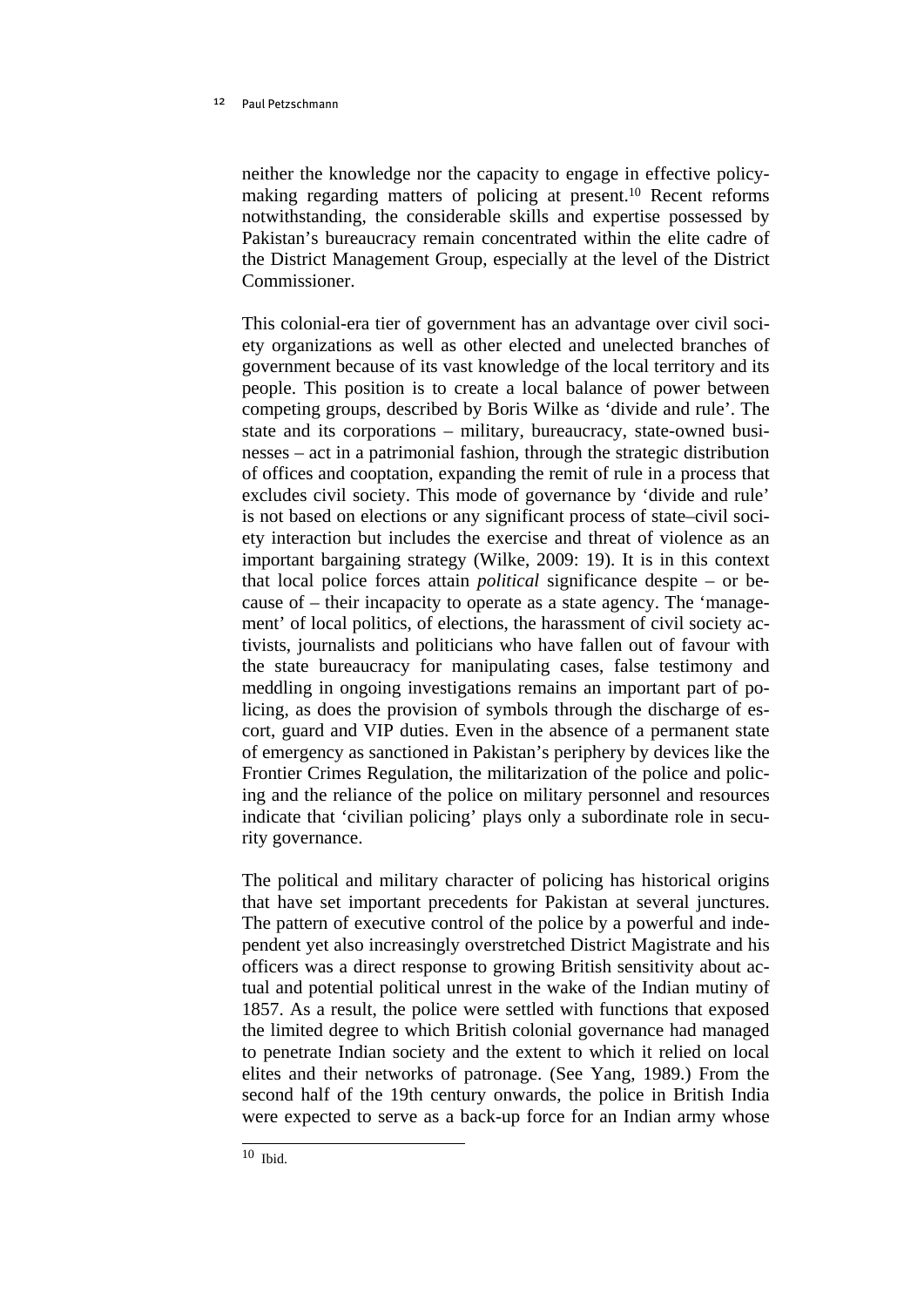neither the knowledge nor the capacity to engage in effective policy-making regarding matters of policing at present.[10] Recent reforms notwithstanding, the considerable skills and expertise possessed by Pakistan's bureaucracy remain concentrated within the elite cadre of the District Management Group, especially at the level of the District Commissioner.

This colonial-era tier of government has an advantage over civil society organizations as well as other elected and unelected branches of government because of its vast knowledge of the local territory and its people. This position is to create a local balance of power between competing groups, described by Boris Wilke as 'divide and rule'. The state and its corporations – military, bureaucracy, state-owned businesses – act in a patrimonial fashion, through the strategic distribution of offices and cooptation, expanding the remit of rule in a process that excludes civil society. This mode of governance by 'divide and rule' is not based on elections or any significant process of state–civil society interaction but includes the exercise and threat of violence as an important bargaining strategy (Wilke, 2009: 19). It is in this context that local police forces attain *political* significance despite – or because of – their incapacity to operate as a state agency. The 'management' of local politics, of elections, the harassment of civil society activists, journalists and politicians who have fallen out of favour with the state bureaucracy for manipulating cases, false testimony and meddling in ongoing investigations remains an important part of policing, as does the provision of symbols through the discharge of escort, guard and VIP duties. Even in the absence of a permanent state of emergency as sanctioned in Pakistan's periphery by devices like the Frontier Crimes Regulation, the militarization of the police and policing and the reliance of the police on military personnel and resources indicate that 'civilian policing' plays only a subordinate role in security governance.

The political and military character of policing has historical origins that have set important precedents for Pakistan at several junctures. The pattern of executive control of the police by a powerful and independent yet also increasingly overstretched District Magistrate and his officers was a direct response to growing British sensitivity about actual and potential political unrest in the wake of the Indian mutiny of 1857. As a result, the police were settled with functions that exposed the limited degree to which British colonial governance had managed to penetrate Indian society and the extent to which it relied on local elites and their networks of patronage. (See Yang, 1989.) From the second half of the 19th century onwards, the police in British India were expected to serve as a back-up force for an Indian army whose

---

[10] Ibid.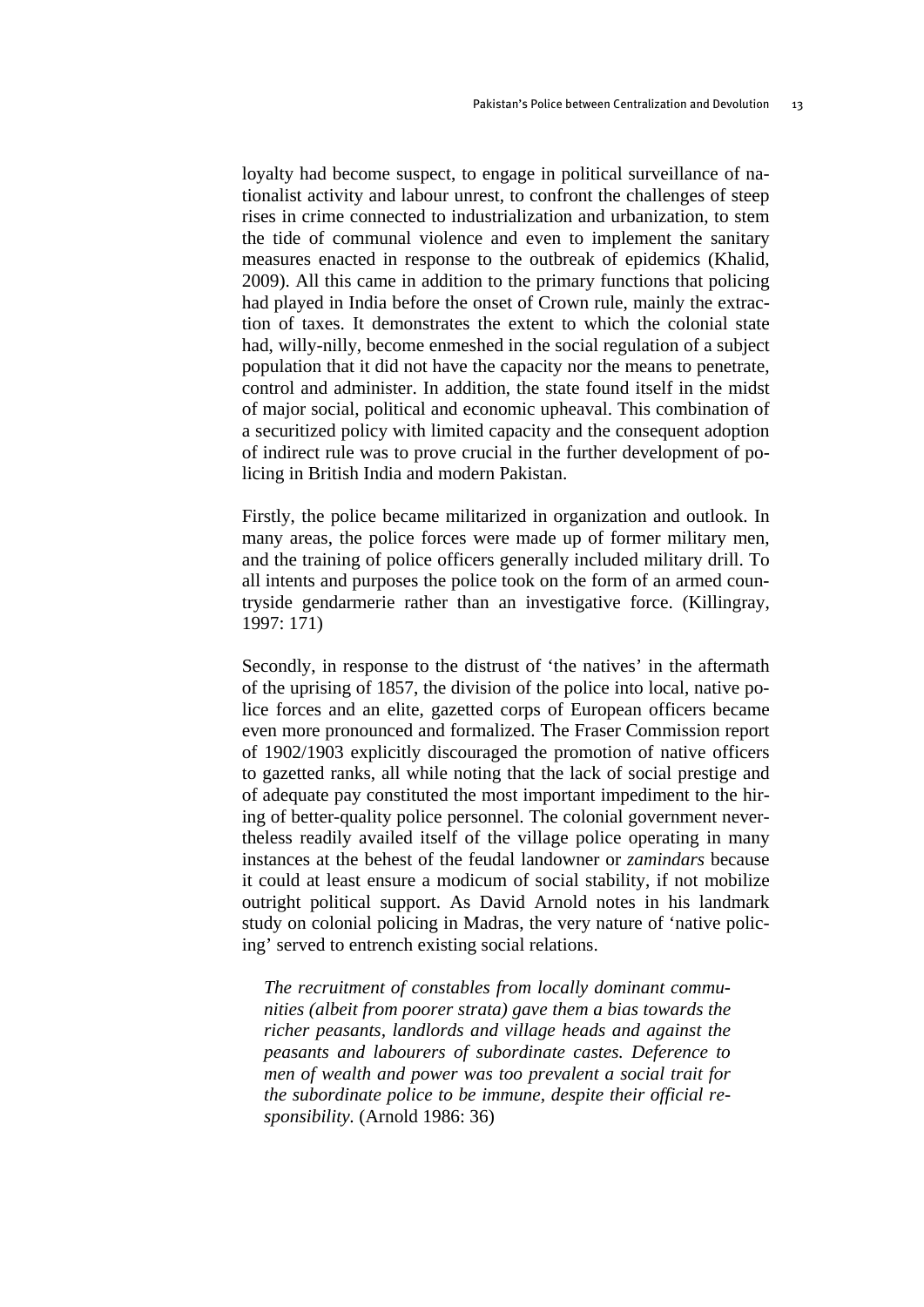loyalty had become suspect, to engage in political surveillance of nationalist activity and labour unrest, to confront the challenges of steep rises in crime connected to industrialization and urbanization, to stem the tide of communal violence and even to implement the sanitary measures enacted in response to the outbreak of epidemics (Khalid, 2009). All this came in addition to the primary functions that policing had played in India before the onset of Crown rule, mainly the extraction of taxes. It demonstrates the extent to which the colonial state had, willy-nilly, become enmeshed in the social regulation of a subject population that it did not have the capacity nor the means to penetrate, control and administer. In addition, the state found itself in the midst of major social, political and economic upheaval. This combination of a securitized policy with limited capacity and the consequent adoption of indirect rule was to prove crucial in the further development of policing in British India and modern Pakistan.

Firstly, the police became militarized in organization and outlook. In many areas, the police forces were made up of former military men, and the training of police officers generally included military drill. To all intents and purposes the police took on the form of an armed countryside gendarmerie rather than an investigative force. (Killingray, 1997: 171)

Secondly, in response to the distrust of 'the natives' in the aftermath of the uprising of 1857, the division of the police into local, native police forces and an elite, gazetted corps of European officers became even more pronounced and formalized. The Fraser Commission report of 1902/1903 explicitly discouraged the promotion of native officers to gazetted ranks, all while noting that the lack of social prestige and of adequate pay constituted the most important impediment to the hiring of better-quality police personnel. The colonial government nevertheless readily availed itself of the village police operating in many instances at the behest of the feudal landowner or *zamindars* because it could at least ensure a modicum of social stability, if not mobilize outright political support. As David Arnold notes in his landmark study on colonial policing in Madras, the very nature of 'native policing' served to entrench existing social relations.

> *The recruitment of constables from locally dominant communities (albeit from poorer strata) gave them a bias towards the richer peasants, landlords and village heads and against the peasants and labourers of subordinate castes. Deference to men of wealth and power was too prevalent a social trait for the subordinate police to be immune, despite their official responsibility.* (Arnold 1986: 36)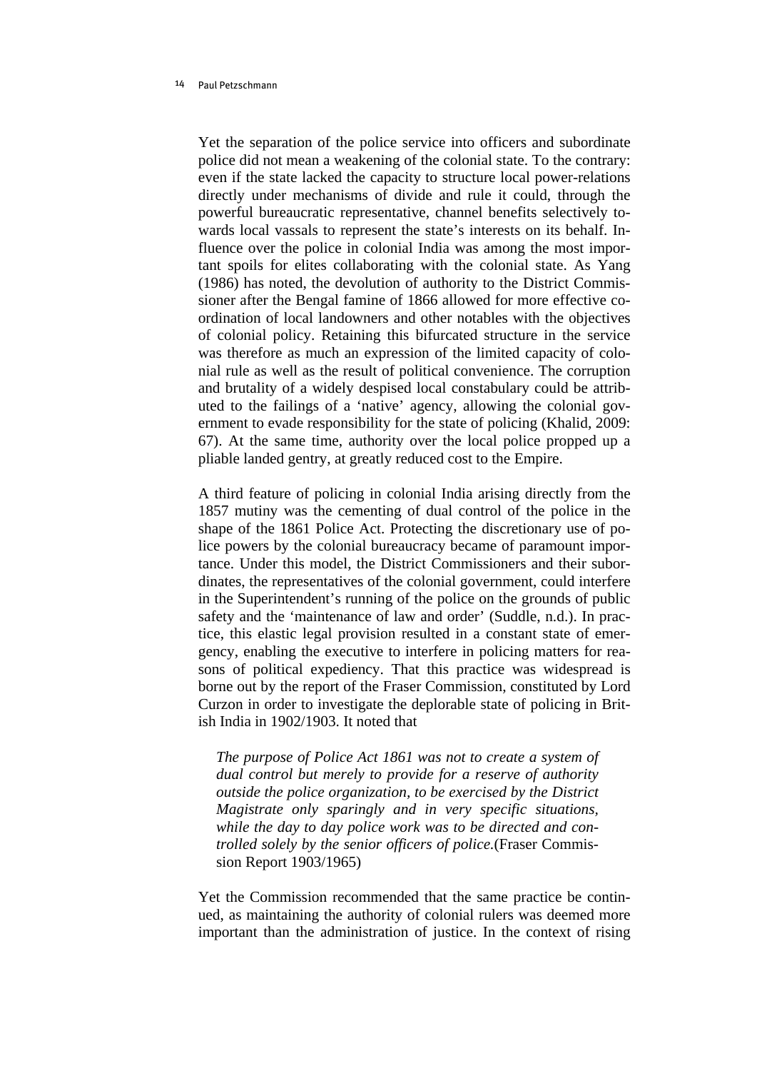Yet the separation of the police service into officers and subordinate police did not mean a weakening of the colonial state. To the contrary: even if the state lacked the capacity to structure local power-relations directly under mechanisms of divide and rule it could, through the powerful bureaucratic representative, channel benefits selectively towards local vassals to represent the state's interests on its behalf. Influence over the police in colonial India was among the most important spoils for elites collaborating with the colonial state. As Yang (1986) has noted, the devolution of authority to the District Commissioner after the Bengal famine of 1866 allowed for more effective coordination of local landowners and other notables with the objectives of colonial policy. Retaining this bifurcated structure in the service was therefore as much an expression of the limited capacity of colonial rule as well as the result of political convenience. The corruption and brutality of a widely despised local constabulary could be attributed to the failings of a 'native' agency, allowing the colonial government to evade responsibility for the state of policing (Khalid, 2009: 67). At the same time, authority over the local police propped up a pliable landed gentry, at greatly reduced cost to the Empire.

A third feature of policing in colonial India arising directly from the 1857 mutiny was the cementing of dual control of the police in the shape of the 1861 Police Act. Protecting the discretionary use of police powers by the colonial bureaucracy became of paramount importance. Under this model, the District Commissioners and their subordinates, the representatives of the colonial government, could interfere in the Superintendent's running of the police on the grounds of public safety and the 'maintenance of law and order' (Suddle, n.d.). In practice, this elastic legal provision resulted in a constant state of emergency, enabling the executive to interfere in policing matters for reasons of political expediency. That this practice was widespread is borne out by the report of the Fraser Commission, constituted by Lord Curzon in order to investigate the deplorable state of policing in British India in 1902/1903. It noted that

> *The purpose of Police Act 1861 was not to create a system of dual control but merely to provide for a reserve of authority outside the police organization, to be exercised by the District Magistrate only sparingly and in very specific situations, while the day to day police work was to be directed and controlled solely by the senior officers of police.*(Fraser Commission Report 1903/1965)

Yet the Commission recommended that the same practice be continued, as maintaining the authority of colonial rulers was deemed more important than the administration of justice. In the context of rising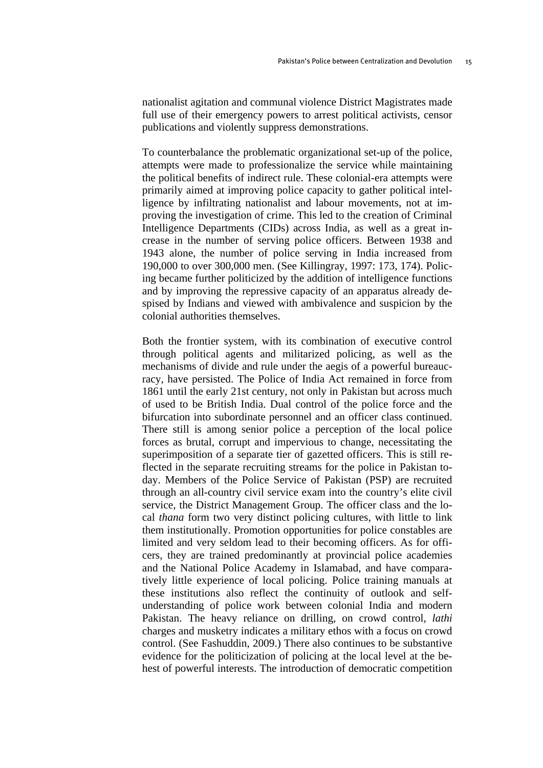nationalist agitation and communal violence District Magistrates made full use of their emergency powers to arrest political activists, censor publications and violently suppress demonstrations.

To counterbalance the problematic organizational set-up of the police, attempts were made to professionalize the service while maintaining the political benefits of indirect rule. These colonial-era attempts were primarily aimed at improving police capacity to gather political intelligence by infiltrating nationalist and labour movements, not at improving the investigation of crime. This led to the creation of Criminal Intelligence Departments (CIDs) across India, as well as a great increase in the number of serving police officers. Between 1938 and 1943 alone, the number of police serving in India increased from 190,000 to over 300,000 men. (See Killingray, 1997: 173, 174). Policing became further politicized by the addition of intelligence functions and by improving the repressive capacity of an apparatus already despised by Indians and viewed with ambivalence and suspicion by the colonial authorities themselves.

Both the frontier system, with its combination of executive control through political agents and militarized policing, as well as the mechanisms of divide and rule under the aegis of a powerful bureaucracy, have persisted. The Police of India Act remained in force from 1861 until the early 21st century, not only in Pakistan but across much of used to be British India. Dual control of the police force and the bifurcation into subordinate personnel and an officer class continued. There still is among senior police a perception of the local police forces as brutal, corrupt and impervious to change, necessitating the superimposition of a separate tier of gazetted officers. This is still reflected in the separate recruiting streams for the police in Pakistan today. Members of the Police Service of Pakistan (PSP) are recruited through an all-country civil service exam into the country's elite civil service, the District Management Group. The officer class and the local *thana* form two very distinct policing cultures, with little to link them institutionally. Promotion opportunities for police constables are limited and very seldom lead to their becoming officers. As for officers, they are trained predominantly at provincial police academies and the National Police Academy in Islamabad, and have comparatively little experience of local policing. Police training manuals at these institutions also reflect the continuity of outlook and self-understanding of police work between colonial India and modern Pakistan. The heavy reliance on drilling, on crowd control, *lathi* charges and musketry indicates a military ethos with a focus on crowd control. (See Fashuddin, 2009.) There also continues to be substantive evidence for the politicization of policing at the local level at the behest of powerful interests. The introduction of democratic competition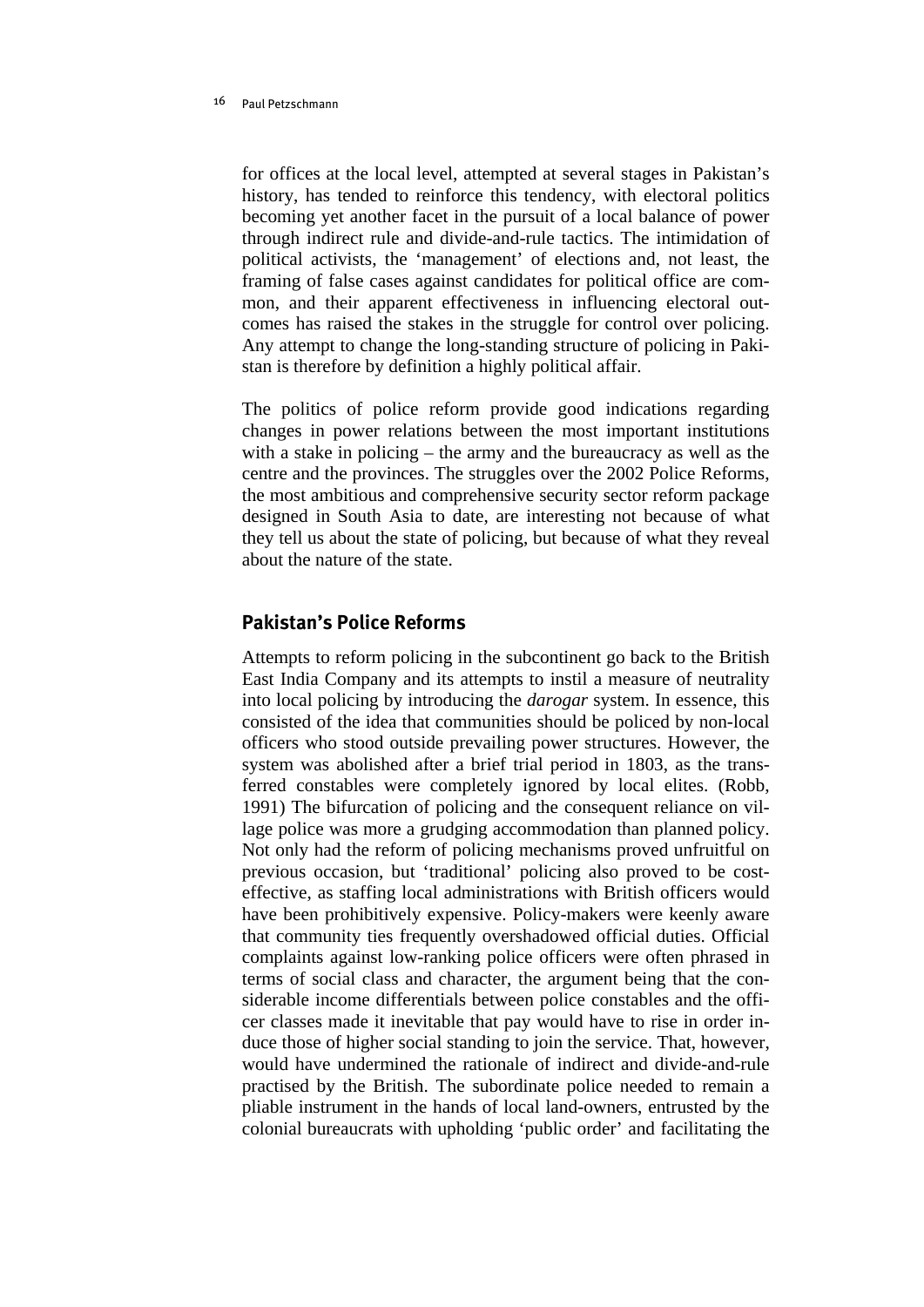for offices at the local level, attempted at several stages in Pakistan's history, has tended to reinforce this tendency, with electoral politics becoming yet another facet in the pursuit of a local balance of power through indirect rule and divide-and-rule tactics. The intimidation of political activists, the 'management' of elections and, not least, the framing of false cases against candidates for political office are common, and their apparent effectiveness in influencing electoral outcomes has raised the stakes in the struggle for control over policing. Any attempt to change the long-standing structure of policing in Pakistan is therefore by definition a highly political affair.

The politics of police reform provide good indications regarding changes in power relations between the most important institutions with a stake in policing – the army and the bureaucracy as well as the centre and the provinces. The struggles over the 2002 Police Reforms, the most ambitious and comprehensive security sector reform package designed in South Asia to date, are interesting not because of what they tell us about the state of policing, but because of what they reveal about the nature of the state.

## Pakistan's Police Reforms

Attempts to reform policing in the subcontinent go back to the British East India Company and its attempts to instil a measure of neutrality into local policing by introducing the *darogar* system. In essence, this consisted of the idea that communities should be policed by non-local officers who stood outside prevailing power structures. However, the system was abolished after a brief trial period in 1803, as the transferred constables were completely ignored by local elites. (Robb, 1991) The bifurcation of policing and the consequent reliance on village police was more a grudging accommodation than planned policy. Not only had the reform of policing mechanisms proved unfruitful on previous occasion, but 'traditional' policing also proved to be cost-effective, as staffing local administrations with British officers would have been prohibitively expensive. Policy-makers were keenly aware that community ties frequently overshadowed official duties. Official complaints against low-ranking police officers were often phrased in terms of social class and character, the argument being that the considerable income differentials between police constables and the officer classes made it inevitable that pay would have to rise in order induce those of higher social standing to join the service. That, however, would have undermined the rationale of indirect and divide-and-rule practised by the British. The subordinate police needed to remain a pliable instrument in the hands of local land-owners, entrusted by the colonial bureaucrats with upholding 'public order' and facilitating the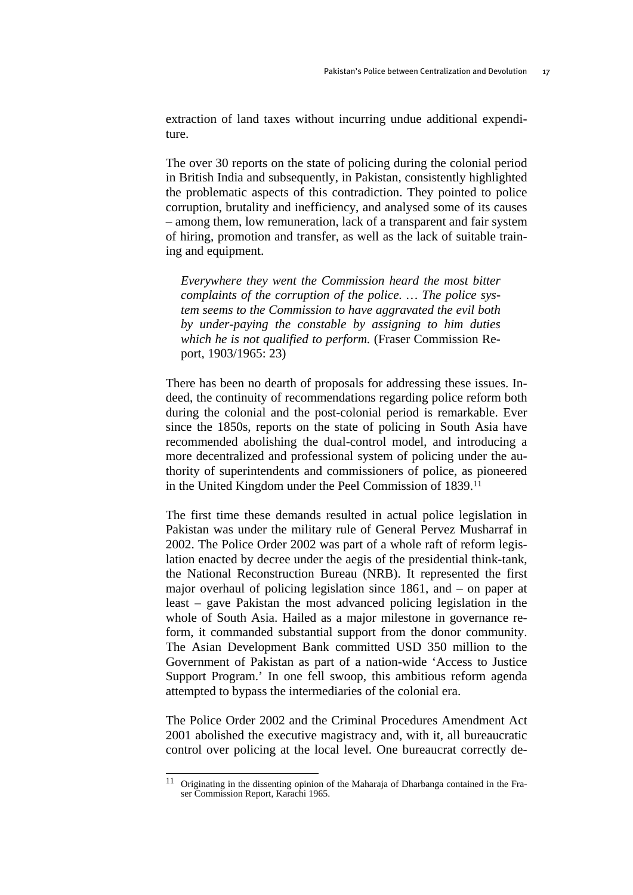extraction of land taxes without incurring undue additional expenditure.

The over 30 reports on the state of policing during the colonial period in British India and subsequently, in Pakistan, consistently highlighted the problematic aspects of this contradiction. They pointed to police corruption, brutality and inefficiency, and analysed some of its causes – among them, low remuneration, lack of a transparent and fair system of hiring, promotion and transfer, as well as the lack of suitable training and equipment.

> *Everywhere they went the Commission heard the most bitter complaints of the corruption of the police. … The police system seems to the Commission to have aggravated the evil both by under-paying the constable by assigning to him duties which he is not qualified to perform.* (Fraser Commission Report, 1903/1965: 23)

There has been no dearth of proposals for addressing these issues. Indeed, the continuity of recommendations regarding police reform both during the colonial and the post-colonial period is remarkable. Ever since the 1850s, reports on the state of policing in South Asia have recommended abolishing the dual-control model, and introducing a more decentralized and professional system of policing under the authority of superintendents and commissioners of police, as pioneered in the United Kingdom under the Peel Commission of 1839.[11]

The first time these demands resulted in actual police legislation in Pakistan was under the military rule of General Pervez Musharraf in 2002. The Police Order 2002 was part of a whole raft of reform legislation enacted by decree under the aegis of the presidential think-tank, the National Reconstruction Bureau (NRB). It represented the first major overhaul of policing legislation since 1861, and – on paper at least – gave Pakistan the most advanced policing legislation in the whole of South Asia. Hailed as a major milestone in governance reform, it commanded substantial support from the donor community. The Asian Development Bank committed USD 350 million to the Government of Pakistan as part of a nation-wide 'Access to Justice Support Program.' In one fell swoop, this ambitious reform agenda attempted to bypass the intermediaries of the colonial era.

The Police Order 2002 and the Criminal Procedures Amendment Act 2001 abolished the executive magistracy and, with it, all bureaucratic control over policing at the local level. One bureaucrat correctly de-

---

[11] Originating in the dissenting opinion of the Maharaja of Dharbanga contained in the Fraser Commission Report, Karachi 1965.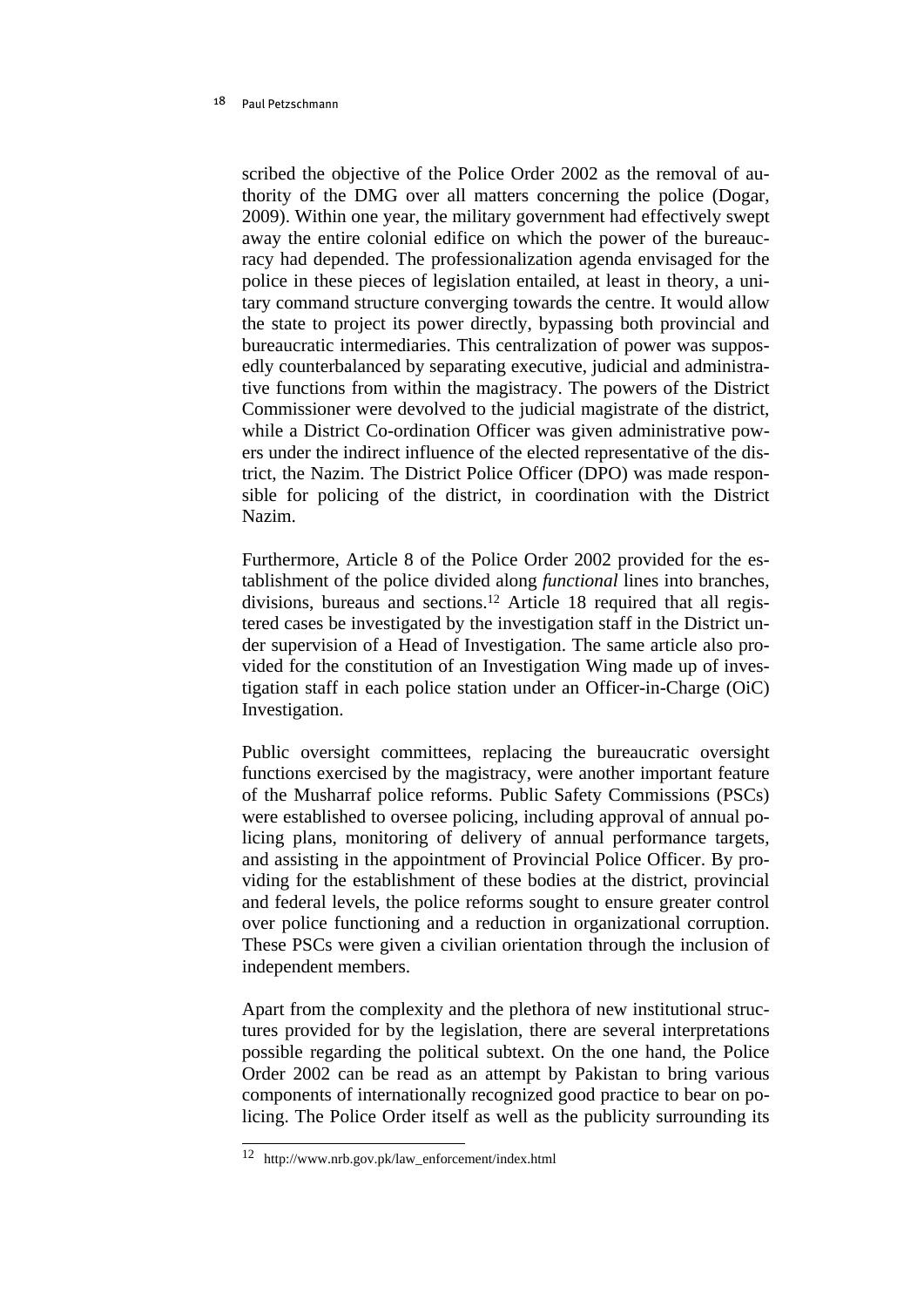scribed the objective of the Police Order 2002 as the removal of authority of the DMG over all matters concerning the police (Dogar, 2009). Within one year, the military government had effectively swept away the entire colonial edifice on which the power of the bureaucracy had depended. The professionalization agenda envisaged for the police in these pieces of legislation entailed, at least in theory, a unitary command structure converging towards the centre. It would allow the state to project its power directly, bypassing both provincial and bureaucratic intermediaries. This centralization of power was supposedly counterbalanced by separating executive, judicial and administrative functions from within the magistracy. The powers of the District Commissioner were devolved to the judicial magistrate of the district, while a District Co-ordination Officer was given administrative powers under the indirect influence of the elected representative of the district, the Nazim. The District Police Officer (DPO) was made responsible for policing of the district, in coordination with the District Nazim.

Furthermore, Article 8 of the Police Order 2002 provided for the establishment of the police divided along *functional* lines into branches, divisions, bureaus and sections.[12] Article 18 required that all registered cases be investigated by the investigation staff in the District under supervision of a Head of Investigation. The same article also provided for the constitution of an Investigation Wing made up of investigation staff in each police station under an Officer-in-Charge (OiC) Investigation.

Public oversight committees, replacing the bureaucratic oversight functions exercised by the magistracy, were another important feature of the Musharraf police reforms. Public Safety Commissions (PSCs) were established to oversee policing, including approval of annual policing plans, monitoring of delivery of annual performance targets, and assisting in the appointment of Provincial Police Officer. By providing for the establishment of these bodies at the district, provincial and federal levels, the police reforms sought to ensure greater control over police functioning and a reduction in organizational corruption. These PSCs were given a civilian orientation through the inclusion of independent members.

Apart from the complexity and the plethora of new institutional structures provided for by the legislation, there are several interpretations possible regarding the political subtext. On the one hand, the Police Order 2002 can be read as an attempt by Pakistan to bring various components of internationally recognized good practice to bear on policing. The Police Order itself as well as the publicity surrounding its

---

[12] http://www.nrb.gov.pk/law_enforcement/index.html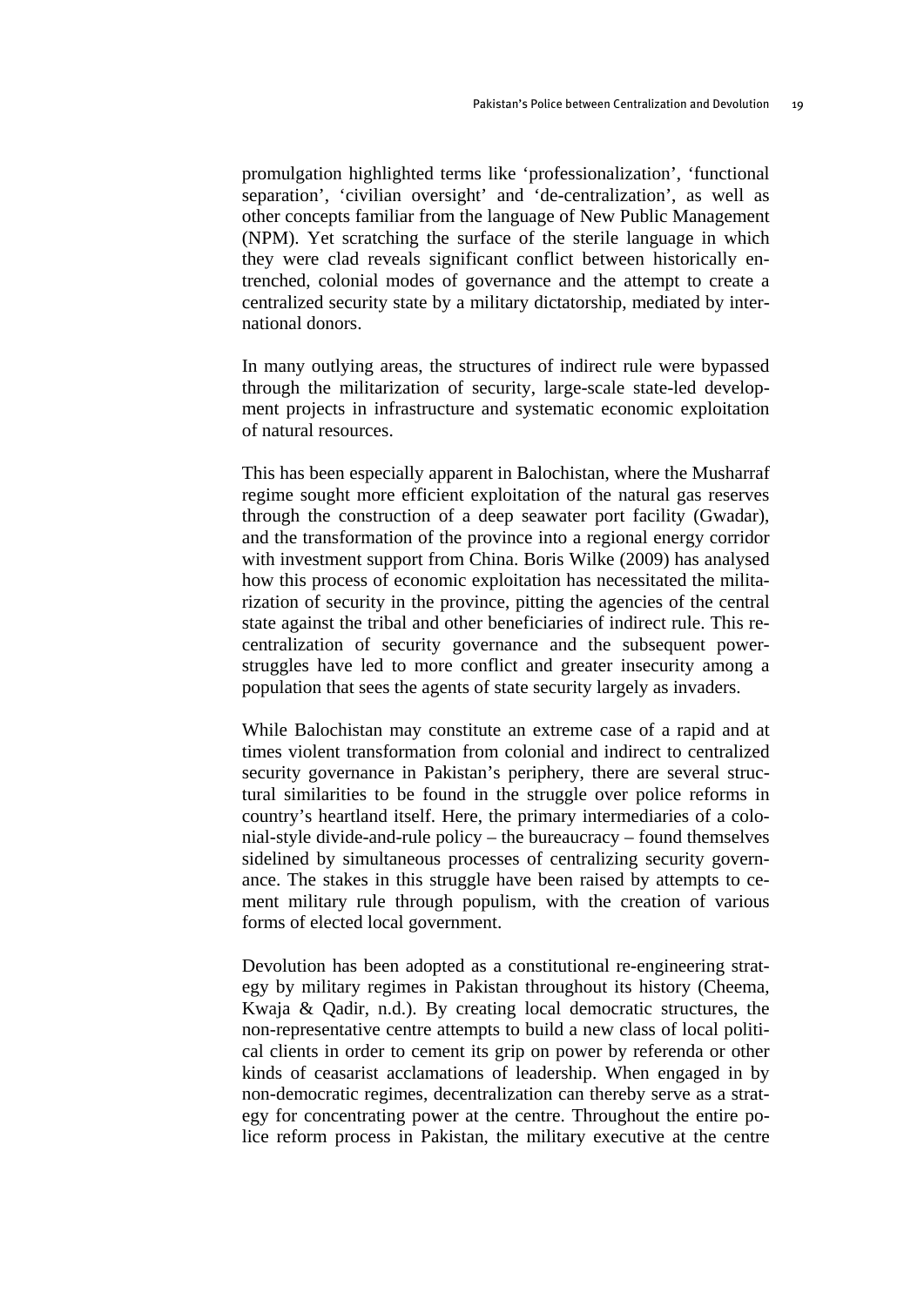promulgation highlighted terms like 'professionalization', 'functional separation', 'civilian oversight' and 'de-centralization', as well as other concepts familiar from the language of New Public Management (NPM). Yet scratching the surface of the sterile language in which they were clad reveals significant conflict between historically entrenched, colonial modes of governance and the attempt to create a centralized security state by a military dictatorship, mediated by international donors.

In many outlying areas, the structures of indirect rule were bypassed through the militarization of security, large-scale state-led development projects in infrastructure and systematic economic exploitation of natural resources.

This has been especially apparent in Balochistan, where the Musharraf regime sought more efficient exploitation of the natural gas reserves through the construction of a deep seawater port facility (Gwadar), and the transformation of the province into a regional energy corridor with investment support from China. Boris Wilke (2009) has analysed how this process of economic exploitation has necessitated the militarization of security in the province, pitting the agencies of the central state against the tribal and other beneficiaries of indirect rule. This re-centralization of security governance and the subsequent power-struggles have led to more conflict and greater insecurity among a population that sees the agents of state security largely as invaders.

While Balochistan may constitute an extreme case of a rapid and at times violent transformation from colonial and indirect to centralized security governance in Pakistan's periphery, there are several structural similarities to be found in the struggle over police reforms in country's heartland itself. Here, the primary intermediaries of a colonial-style divide-and-rule policy – the bureaucracy – found themselves sidelined by simultaneous processes of centralizing security governance. The stakes in this struggle have been raised by attempts to cement military rule through populism, with the creation of various forms of elected local government.

Devolution has been adopted as a constitutional re-engineering strategy by military regimes in Pakistan throughout its history (Cheema, Kwaja & Qadir, n.d.). By creating local democratic structures, the non-representative centre attempts to build a new class of local political clients in order to cement its grip on power by referenda or other kinds of ceasarist acclamations of leadership. When engaged in by non-democratic regimes, decentralization can thereby serve as a strategy for concentrating power at the centre. Throughout the entire police reform process in Pakistan, the military executive at the centre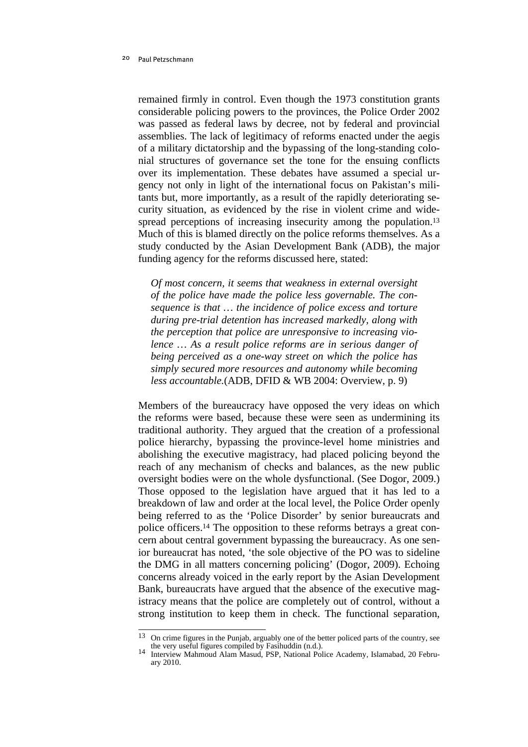remained firmly in control. Even though the 1973 constitution grants considerable policing powers to the provinces, the Police Order 2002 was passed as federal laws by decree, not by federal and provincial assemblies. The lack of legitimacy of reforms enacted under the aegis of a military dictatorship and the bypassing of the long-standing colonial structures of governance set the tone for the ensuing conflicts over its implementation. These debates have assumed a special urgency not only in light of the international focus on Pakistan's militants but, more importantly, as a result of the rapidly deteriorating security situation, as evidenced by the rise in violent crime and widespread perceptions of increasing insecurity among the population.[13] Much of this is blamed directly on the police reforms themselves. As a study conducted by the Asian Development Bank (ADB), the major funding agency for the reforms discussed here, stated:

> *Of most concern, it seems that weakness in external oversight of the police have made the police less governable. The consequence is that … the incidence of police excess and torture during pre-trial detention has increased markedly, along with the perception that police are unresponsive to increasing violence … As a result police reforms are in serious danger of being perceived as a one-way street on which the police has simply secured more resources and autonomy while becoming less accountable.*(ADB, DFID & WB 2004: Overview, p. 9)

Members of the bureaucracy have opposed the very ideas on which the reforms were based, because these were seen as undermining its traditional authority. They argued that the creation of a professional police hierarchy, bypassing the province-level home ministries and abolishing the executive magistracy, had placed policing beyond the reach of any mechanism of checks and balances, as the new public oversight bodies were on the whole dysfunctional. (See Dogor, 2009.) Those opposed to the legislation have argued that it has led to a breakdown of law and order at the local level, the Police Order openly being referred to as the 'Police Disorder' by senior bureaucrats and police officers.[14] The opposition to these reforms betrays a great concern about central government bypassing the bureaucracy. As one senior bureaucrat has noted, 'the sole objective of the PO was to sideline the DMG in all matters concerning policing' (Dogor, 2009). Echoing concerns already voiced in the early report by the Asian Development Bank, bureaucrats have argued that the absence of the executive magistracy means that the police are completely out of control, without a strong institution to keep them in check. The functional separation,

---

[13] On crime figures in the Punjab, arguably one of the better policed parts of the country, see the very useful figures compiled by Fasihuddin (n.d.).

[14] Interview Mahmoud Alam Masud, PSP, National Police Academy, Islamabad, 20 February 2010.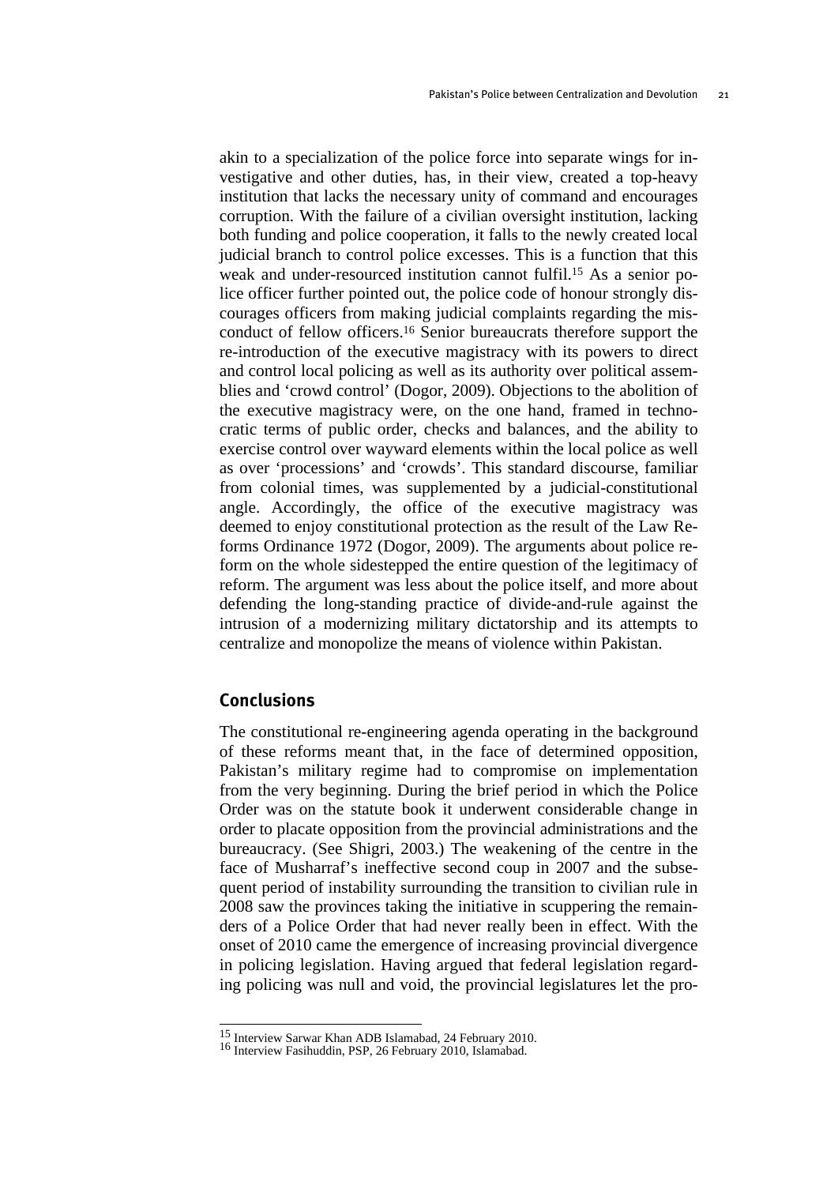akin to a specialization of the police force into separate wings for investigative and other duties, has, in their view, created a top-heavy institution that lacks the necessary unity of command and encourages corruption. With the failure of a civilian oversight institution, lacking both funding and police cooperation, it falls to the newly created local judicial branch to control police excesses. This is a function that this weak and under-resourced institution cannot fulfil.[15] As a senior police officer further pointed out, the police code of honour strongly discourages officers from making judicial complaints regarding the misconduct of fellow officers.[16] Senior bureaucrats therefore support the re-introduction of the executive magistracy with its powers to direct and control local policing as well as its authority over political assemblies and 'crowd control' (Dogor, 2009). Objections to the abolition of the executive magistracy were, on the one hand, framed in technocratic terms of public order, checks and balances, and the ability to exercise control over wayward elements within the local police as well as over 'processions' and 'crowds'. This standard discourse, familiar from colonial times, was supplemented by a judicial-constitutional angle. Accordingly, the office of the executive magistracy was deemed to enjoy constitutional protection as the result of the Law Reforms Ordinance 1972 (Dogor, 2009). The arguments about police reform on the whole sidestepped the entire question of the legitimacy of reform. The argument was less about the police itself, and more about defending the long-standing practice of divide-and-rule against the intrusion of a modernizing military dictatorship and its attempts to centralize and monopolize the means of violence within Pakistan.

## Conclusions

The constitutional re-engineering agenda operating in the background of these reforms meant that, in the face of determined opposition, Pakistan's military regime had to compromise on implementation from the very beginning. During the brief period in which the Police Order was on the statute book it underwent considerable change in order to placate opposition from the provincial administrations and the bureaucracy. (See Shigri, 2003.) The weakening of the centre in the face of Musharraf's ineffective second coup in 2007 and the subsequent period of instability surrounding the transition to civilian rule in 2008 saw the provinces taking the initiative in scuppering the remainders of a Police Order that had never really been in effect. With the onset of 2010 came the emergence of increasing provincial divergence in policing legislation. Having argued that federal legislation regarding policing was null and void, the provincial legislatures let the pro-

[15] Interview Sarwar Khan ADB Islamabad, 24 February 2010.

[16] Interview Fasihuddin, PSP, 26 February 2010, Islamabad.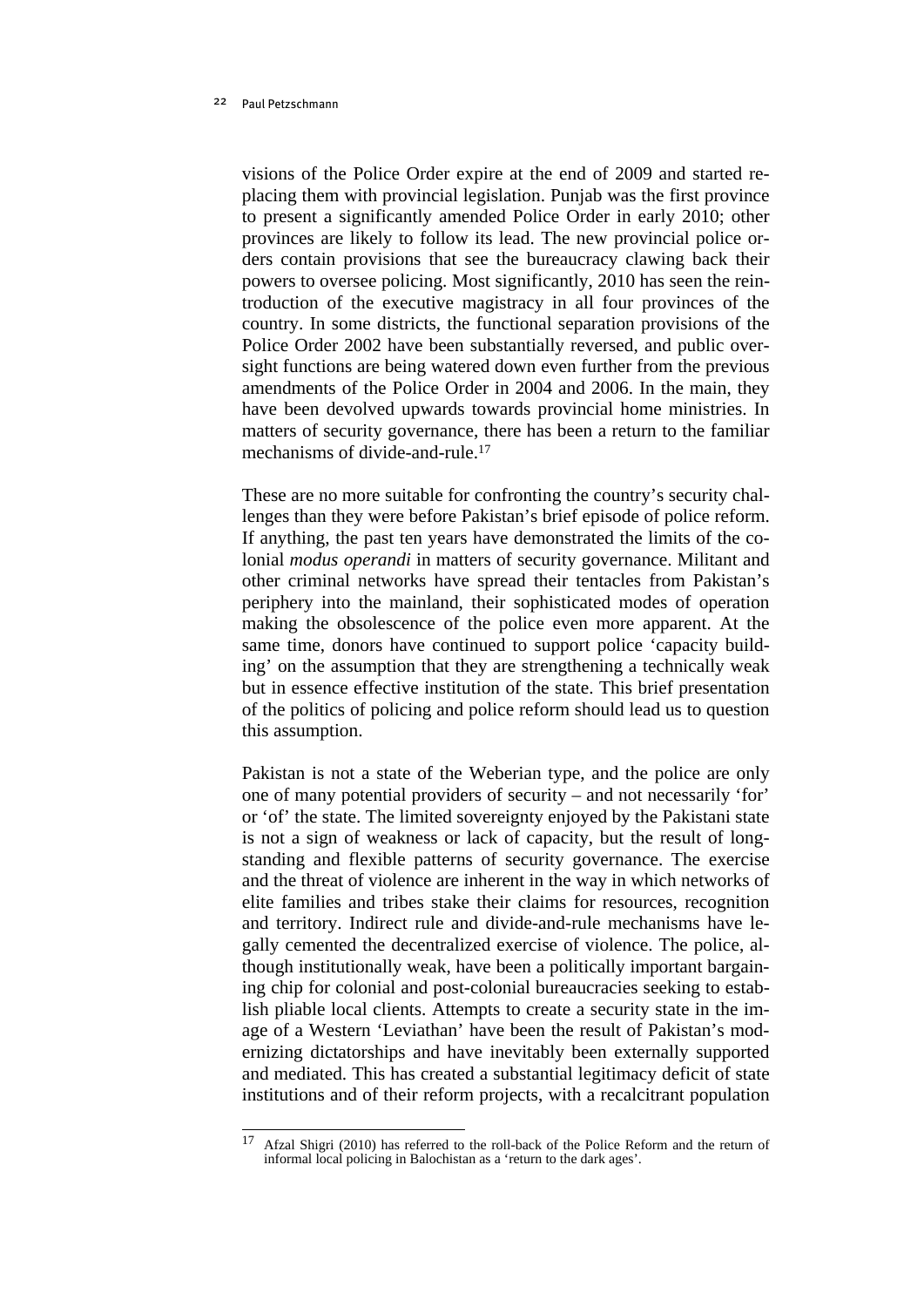visions of the Police Order expire at the end of 2009 and started replacing them with provincial legislation. Punjab was the first province to present a significantly amended Police Order in early 2010; other provinces are likely to follow its lead. The new provincial police orders contain provisions that see the bureaucracy clawing back their powers to oversee policing. Most significantly, 2010 has seen the reintroduction of the executive magistracy in all four provinces of the country. In some districts, the functional separation provisions of the Police Order 2002 have been substantially reversed, and public oversight functions are being watered down even further from the previous amendments of the Police Order in 2004 and 2006. In the main, they have been devolved upwards towards provincial home ministries. In matters of security governance, there has been a return to the familiar mechanisms of divide-and-rule.[17]

These are no more suitable for confronting the country's security challenges than they were before Pakistan's brief episode of police reform. If anything, the past ten years have demonstrated the limits of the colonial *modus operandi* in matters of security governance. Militant and other criminal networks have spread their tentacles from Pakistan's periphery into the mainland, their sophisticated modes of operation making the obsolescence of the police even more apparent. At the same time, donors have continued to support police 'capacity building' on the assumption that they are strengthening a technically weak but in essence effective institution of the state. This brief presentation of the politics of policing and police reform should lead us to question this assumption.

Pakistan is not a state of the Weberian type, and the police are only one of many potential providers of security – and not necessarily 'for' or 'of' the state. The limited sovereignty enjoyed by the Pakistani state is not a sign of weakness or lack of capacity, but the result of longstanding and flexible patterns of security governance. The exercise and the threat of violence are inherent in the way in which networks of elite families and tribes stake their claims for resources, recognition and territory. Indirect rule and divide-and-rule mechanisms have legally cemented the decentralized exercise of violence. The police, although institutionally weak, have been a politically important bargaining chip for colonial and post-colonial bureaucracies seeking to establish pliable local clients. Attempts to create a security state in the image of a Western 'Leviathan' have been the result of Pakistan's modernizing dictatorships and have inevitably been externally supported and mediated. This has created a substantial legitimacy deficit of state institutions and of their reform projects, with a recalcitrant population

---

[17] Afzal Shigri (2010) has referred to the roll-back of the Police Reform and the return of informal local policing in Balochistan as a 'return to the dark ages'.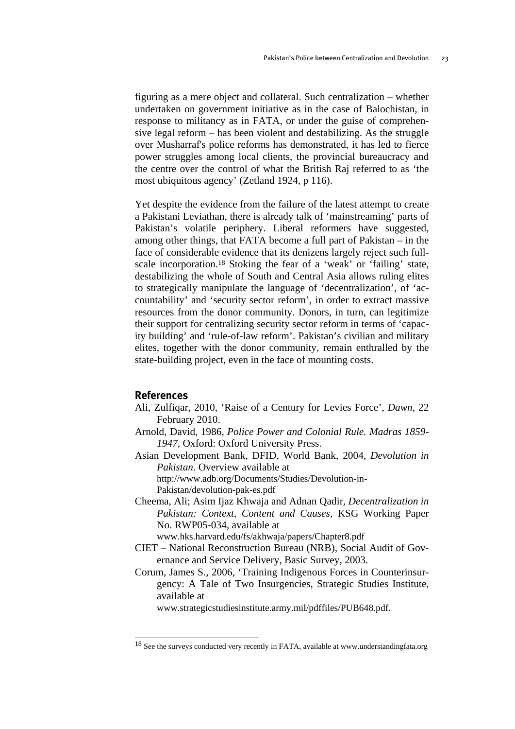figuring as a mere object and collateral. Such centralization – whether undertaken on government initiative as in the case of Balochistan, in response to militancy as in FATA, or under the guise of comprehensive legal reform – has been violent and destabilizing. As the struggle over Musharraf's police reforms has demonstrated, it has led to fierce power struggles among local clients, the provincial bureaucracy and the centre over the control of what the British Raj referred to as 'the most ubiquitous agency' (Zetland 1924, p 116).

Yet despite the evidence from the failure of the latest attempt to create a Pakistani Leviathan, there is already talk of 'mainstreaming' parts of Pakistan's volatile periphery. Liberal reformers have suggested, among other things, that FATA become a full part of Pakistan – in the face of considerable evidence that its denizens largely reject such full-scale incorporation.[18] Stoking the fear of a 'weak' or 'failing' state, destabilizing the whole of South and Central Asia allows ruling elites to strategically manipulate the language of 'decentralization', of 'accountability' and 'security sector reform', in order to extract massive resources from the donor community. Donors, in turn, can legitimize their support for centralizing security sector reform in terms of 'capacity building' and 'rule-of-law reform'. Pakistan's civilian and military elites, together with the donor community, remain enthralled by the state-building project, even in the face of mounting costs.

## References

Ali, Zulfiqar, 2010, 'Raise of a Century for Levies Force', *Dawn*, 22 February 2010.

Arnold, David, 1986, *Police Power and Colonial Rule. Madras 1859-1947*, Oxford: Oxford University Press.

Asian Development Bank, DFID, World Bank, 2004, *Devolution in Pakistan*. Overview available at http://www.adb.org/Documents/Studies/Devolution-in-Pakistan/devolution-pak-es.pdf

Cheema, Ali; Asim Ijaz Khwaja and Adnan Qadir, *Decentralization in Pakistan: Context, Content and Causes*, KSG Working Paper No. RWP05-034, available at www.hks.harvard.edu/fs/akhwaja/papers/Chapter8.pdf

CIET – National Reconstruction Bureau (NRB), Social Audit of Governance and Service Delivery, Basic Survey, 2003.

Corum, James S., 2006, 'Training Indigenous Forces in Counterinsurgency: A Tale of Two Insurgencies, Strategic Studies Institute, available at www.strategicstudiesinstitute.army.mil/pdffiles/PUB648.pdf.

---

[18] See the surveys conducted very recently in FATA, available at www.understandingfata.org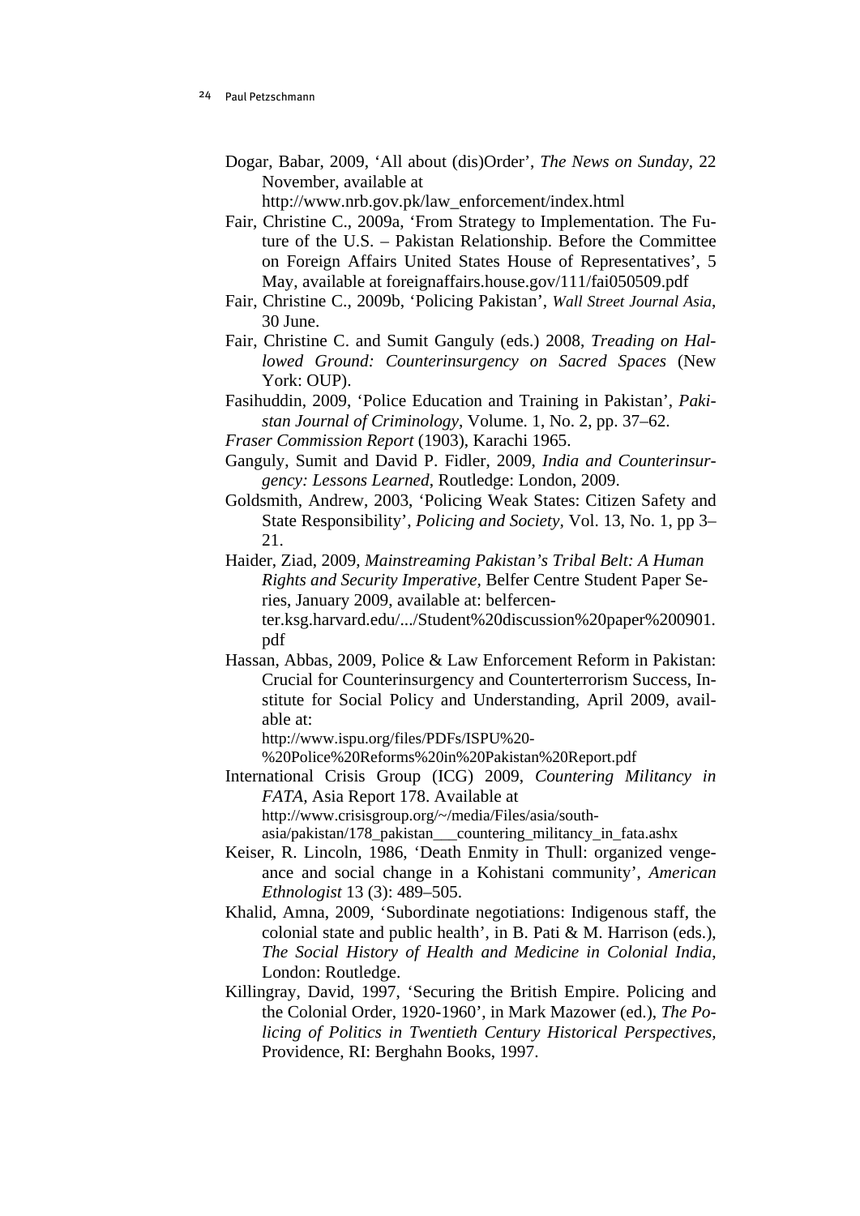Dogar, Babar, 2009, 'All about (dis)Order', *The News on Sunday*, 22 November, available at http://www.nrb.gov.pk/law_enforcement/index.html

Fair, Christine C., 2009a, 'From Strategy to Implementation. The Future of the U.S. – Pakistan Relationship. Before the Committee on Foreign Affairs United States House of Representatives', 5 May, available at foreignaffairs.house.gov/111/fai050509.pdf

Fair, Christine C., 2009b, 'Policing Pakistan', *Wall Street Journal Asia*, 30 June.

Fair, Christine C. and Sumit Ganguly (eds.) 2008, *Treading on Hallowed Ground: Counterinsurgency on Sacred Spaces* (New York: OUP).

Fasihuddin, 2009, 'Police Education and Training in Pakistan', *Pakistan Journal of Criminology*, Volume. 1, No. 2, pp. 37–62.

*Fraser Commission Report* (1903), Karachi 1965.

Ganguly, Sumit and David P. Fidler, 2009, *India and Counterinsurgency: Lessons Learned*, Routledge: London, 2009.

Goldsmith, Andrew, 2003, 'Policing Weak States: Citizen Safety and State Responsibility', *Policing and Society*, Vol. 13, No. 1, pp 3–21.

Haider, Ziad, 2009, *Mainstreaming Pakistan's Tribal Belt: A Human Rights and Security Imperative*, Belfer Centre Student Paper Series, January 2009, available at: belfercenter.ksg.harvard.edu/.../Student%20discussion%20paper%200901.pdf

Hassan, Abbas, 2009, Police & Law Enforcement Reform in Pakistan: Crucial for Counterinsurgency and Counterterrorism Success, Institute for Social Policy and Understanding, April 2009, available at: http://www.ispu.org/files/PDFs/ISPU%20-%20Police%20Reforms%20in%20Pakistan%20Report.pdf

International Crisis Group (ICG) 2009, *Countering Militancy in FATA*, Asia Report 178. Available at http://www.crisisgroup.org/~/media/Files/asia/south-asia/pakistan/178_pakistan___countering_militancy_in_fata.ashx

Keiser, R. Lincoln, 1986, 'Death Enmity in Thull: organized vengeance and social change in a Kohistani community', *American Ethnologist* 13 (3): 489–505.

Khalid, Amna, 2009, 'Subordinate negotiations: Indigenous staff, the colonial state and public health', in B. Pati & M. Harrison (eds.), *The Social History of Health and Medicine in Colonial India*, London: Routledge.

Killingray, David, 1997, 'Securing the British Empire. Policing and the Colonial Order, 1920-1960', in Mark Mazower (ed.), *The Policing of Politics in Twentieth Century Historical Perspectives*, Providence, RI: Berghahn Books, 1997.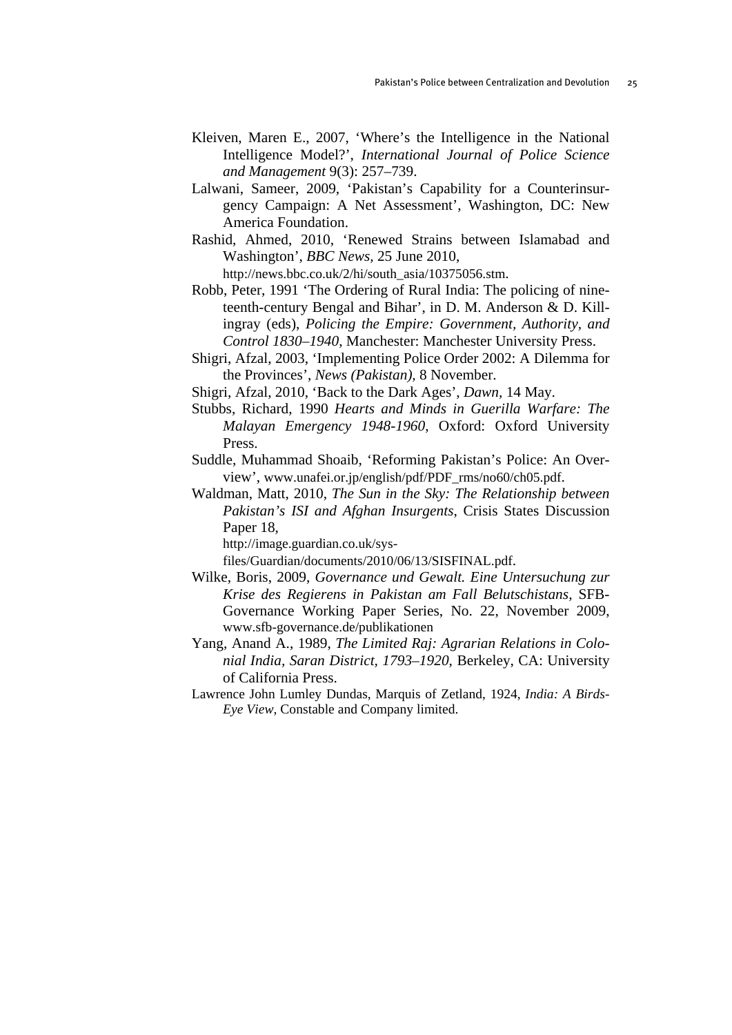Kleiven, Maren E., 2007, 'Where's the Intelligence in the National Intelligence Model?', *International Journal of Police Science and Management* 9(3): 257–739.

Lalwani, Sameer, 2009, 'Pakistan's Capability for a Counterinsurgency Campaign: A Net Assessment', Washington, DC: New America Foundation.

Rashid, Ahmed, 2010, 'Renewed Strains between Islamabad and Washington', *BBC News*, 25 June 2010, http://news.bbc.co.uk/2/hi/south_asia/10375056.stm.

Robb, Peter, 1991 'The Ordering of Rural India: The policing of nineteenth-century Bengal and Bihar', in D. M. Anderson & D. Killingray (eds), *Policing the Empire: Government, Authority, and Control 1830–1940*, Manchester: Manchester University Press.

Shigri, Afzal, 2003, 'Implementing Police Order 2002: A Dilemma for the Provinces', *News (Pakistan)*, 8 November.

Shigri, Afzal, 2010, 'Back to the Dark Ages', *Dawn*, 14 May.

Stubbs, Richard, 1990 *Hearts and Minds in Guerilla Warfare: The Malayan Emergency 1948-1960*, Oxford: Oxford University Press.

Suddle, Muhammad Shoaib, 'Reforming Pakistan's Police: An Overview', www.unafei.or.jp/english/pdf/PDF_rms/no60/ch05.pdf.

Waldman, Matt, 2010, *The Sun in the Sky: The Relationship between Pakistan's ISI and Afghan Insurgents*, Crisis States Discussion Paper 18, http://image.guardian.co.uk/sys-files/Guardian/documents/2010/06/13/SISFINAL.pdf.

Wilke, Boris, 2009, *Governance und Gewalt. Eine Untersuchung zur Krise des Regierens in Pakistan am Fall Belutschistans*, SFB-Governance Working Paper Series, No. 22, November 2009, www.sfb-governance.de/publikationen

Yang, Anand A., 1989, *The Limited Raj: Agrarian Relations in Colonial India, Saran District, 1793–1920*, Berkeley, CA: University of California Press.

Lawrence John Lumley Dundas, Marquis of Zetland, 1924, *India: A Birds-Eye View*, Constable and Company limited.